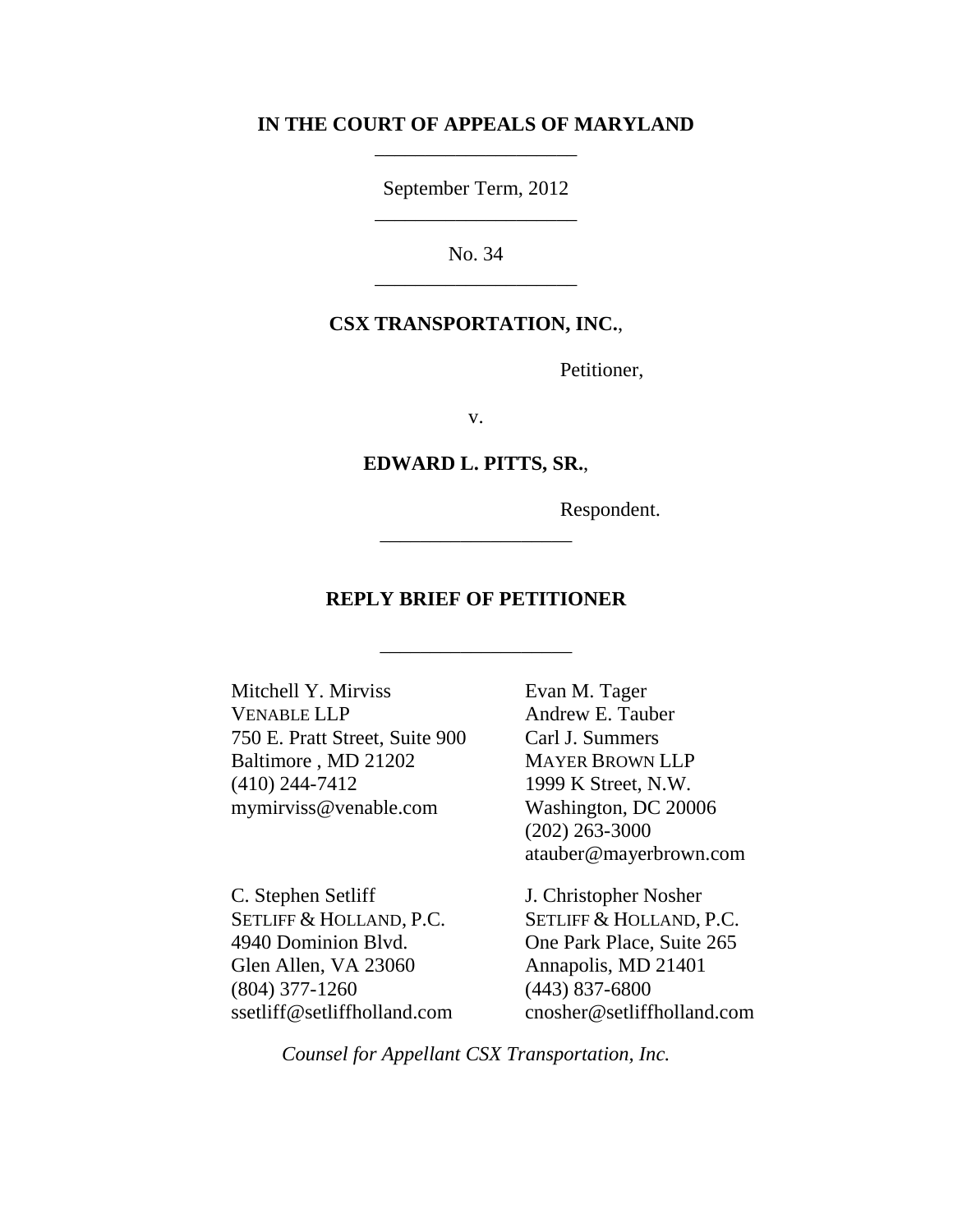**IN THE COURT OF APPEALS OF MARYLAND**

---

September Term, 2012

---

No. 34

---

**CSX TRANSPORTATION, INC.**,

Petitioner,

v.

**EDWARD L. PITTS, SR.**,

Respondent.

---

**REPLY BRIEF OF PETITIONER**

---

Mitchell Y. Mirviss
VENABLE LLP
750 E. Pratt Street, Suite 900
Baltimore , MD 21202
(410) 244-7412
mymirviss@venable.com

Evan M. Tager
Andrew E. Tauber
Carl J. Summers
MAYER BROWN LLP
1999 K Street, N.W.
Washington, DC 20006
(202) 263-3000
atauber@mayerbrown.com

C. Stephen Setliff
SETLIFF & HOLLAND, P.C.
4940 Dominion Blvd.
Glen Allen, VA 23060
(804) 377-1260
ssetliff@setliffholland.com

J. Christopher Nosher
SETLIFF & HOLLAND, P.C.
One Park Place, Suite 265
Annapolis, MD 21401
(443) 837-6800
cnosher@setliffholland.com

*Counsel for Appellant CSX Transportation, Inc.*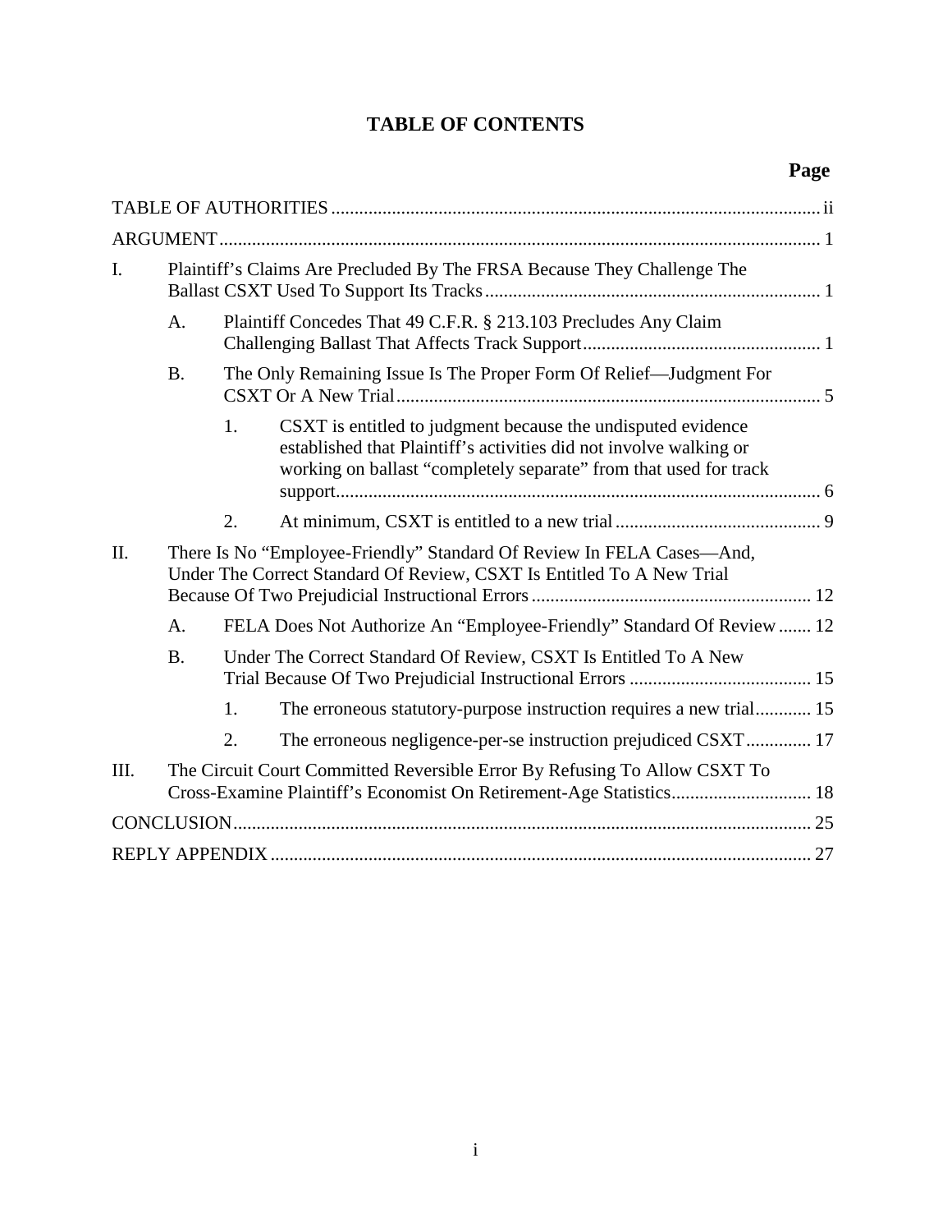# TABLE OF CONTENTS

| | | | | Page |
|---|---|---|---|---|
| TABLE OF AUTHORITIES | | | | ii |
| ARGUMENT | | | | 1 |
| I. | Plaintiff's Claims Are Precluded By The FRSA Because They Challenge The Ballast CSXT Used To Support Its Tracks | | | 1 |
| | A. | Plaintiff Concedes That 49 C.F.R. § 213.103 Precludes Any Claim Challenging Ballast That Affects Track Support | | 1 |
| | B. | The Only Remaining Issue Is The Proper Form Of Relief—Judgment For CSXT Or A New Trial | | 5 |
| | | 1. | CSXT is entitled to judgment because the undisputed evidence established that Plaintiff's activities did not involve walking or working on ballast "completely separate" from that used for track support | 6 |
| | | 2. | At minimum, CSXT is entitled to a new trial | 9 |
| II. | There Is No "Employee-Friendly" Standard Of Review In FELA Cases—And, Under The Correct Standard Of Review, CSXT Is Entitled To A New Trial Because Of Two Prejudicial Instructional Errors | | | 12 |
| | A. | FELA Does Not Authorize An "Employee-Friendly" Standard Of Review | | 12 |
| | B. | Under The Correct Standard Of Review, CSXT Is Entitled To A New Trial Because Of Two Prejudicial Instructional Errors | | 15 |
| | | 1. | The erroneous statutory-purpose instruction requires a new trial | 15 |
| | | 2. | The erroneous negligence-per-se instruction prejudiced CSXT | 17 |
| III. | The Circuit Court Committed Reversible Error By Refusing To Allow CSXT To Cross-Examine Plaintiff's Economist On Retirement-Age Statistics | | | 18 |
| CONCLUSION | | | | 25 |
| REPLY APPENDIX | | | | 27 |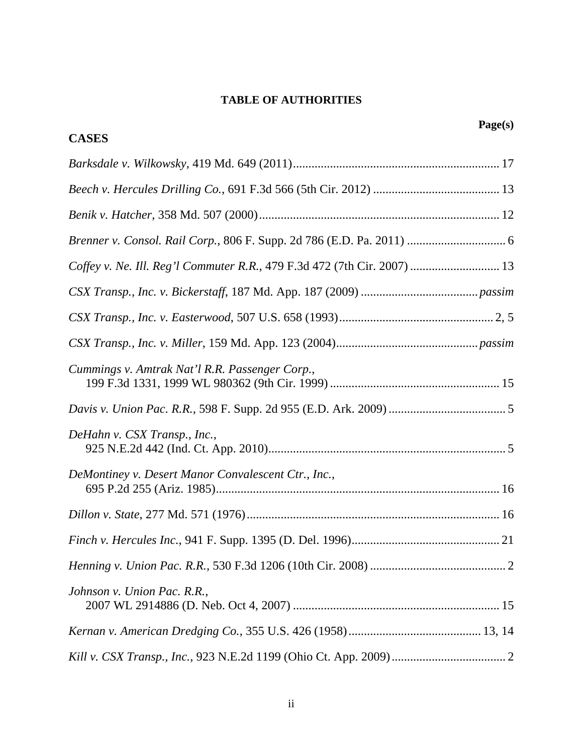# TABLE OF AUTHORITIES

**Page(s)**

## CASES

*Barksdale v. Wilkowsky*, 419 Md. 649 (2011)................................................................... 17

*Beech v. Hercules Drilling Co.*, 691 F.3d 566 (5th Cir. 2012) ......................................... 13

*Benik v. Hatcher*, 358 Md. 507 (2000).............................................................................. 12

*Brenner v. Consol. Rail Corp.*, 806 F. Supp. 2d 786 (E.D. Pa. 2011) ................................ 6

*Coffey v. Ne. Ill. Reg'l Commuter R.R.*, 479 F.3d 472 (7th Cir. 2007) ............................. 13

*CSX Transp., Inc. v. Bickerstaff*, 187 Md. App. 187 (2009) ...................................... *passim*

*CSX Transp., Inc. v. Easterwood*, 507 U.S. 658 (1993).................................................. 2, 5

*CSX Transp., Inc. v. Miller*, 159 Md. App. 123 (2004)............................................. *passim*

*Cummings v. Amtrak Nat'l R.R. Passenger Corp.*,
199 F.3d 1331, 1999 WL 980362 (9th Cir. 1999) ....................................................... 15

*Davis v. Union Pac. R.R.*, 598 F. Supp. 2d 955 (E.D. Ark. 2009) ...................................... 5

*DeHahn v. CSX Transp., Inc.*,
925 N.E.2d 442 (Ind. Ct. App. 2010)............................................................................. 5

*DeMontiney v. Desert Manor Convalescent Ctr., Inc.*,
695 P.2d 255 (Ariz. 1985)............................................................................................ 16

*Dillon v. State*, 277 Md. 571 (1976).................................................................................. 16

*Finch v. Hercules Inc.*, 941 F. Supp. 1395 (D. Del. 1996)................................................ 21

*Henning v. Union Pac. R.R.*, 530 F.3d 1206 (10th Cir. 2008) ............................................ 2

*Johnson v. Union Pac. R.R.*,
2007 WL 2914886 (D. Neb. Oct 4, 2007) ................................................................... 15

*Kernan v. American Dredging Co.*, 355 U.S. 426 (1958)........................................... 13, 14

*Kill v. CSX Transp., Inc.*, 923 N.E.2d 1199 (Ohio Ct. App. 2009)..................................... 2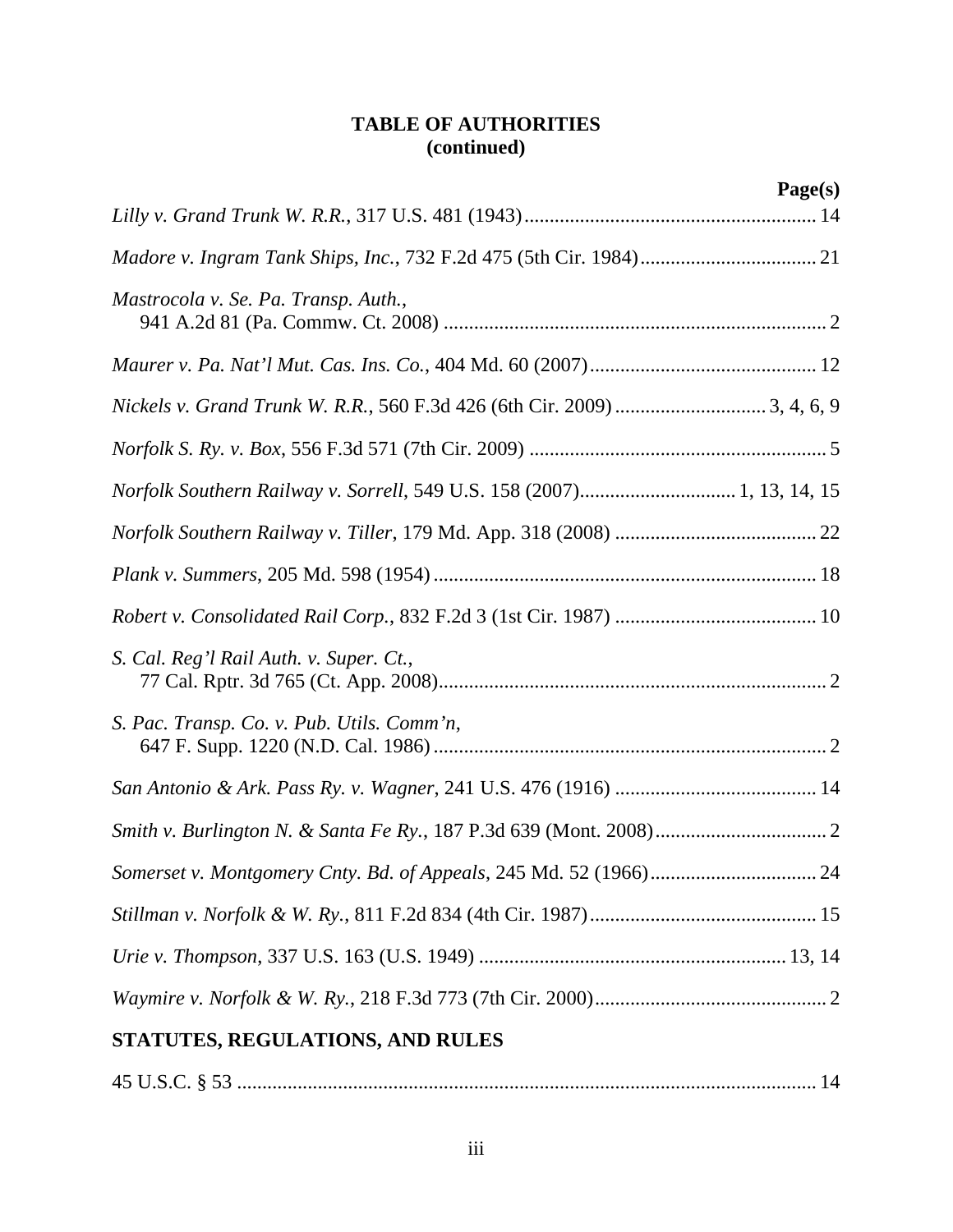**TABLE OF AUTHORITIES**
**(continued)**

**Page(s)**

*Lilly v. Grand Trunk W. R.R.*, 317 U.S. 481 (1943)........................................................ 14

*Madore v. Ingram Tank Ships, Inc.*, 732 F.2d 475 (5th Cir. 1984)................................... 21

*Mastrocola v. Se. Pa. Transp. Auth.*,
941 A.2d 81 (Pa. Commw. Ct. 2008) ........................................................................... 2

*Maurer v. Pa. Nat'l Mut. Cas. Ins. Co.*, 404 Md. 60 (2007)............................................ 12

*Nickels v. Grand Trunk W. R.R.*, 560 F.3d 426 (6th Cir. 2009) ............................. 3, 4, 6, 9

*Norfolk S. Ry. v. Box*, 556 F.3d 571 (7th Cir. 2009) .......................................................... 5

*Norfolk Southern Railway v. Sorrell*, 549 U.S. 158 (2007)............................... 1, 13, 14, 15

*Norfolk Southern Railway v. Tiller*, 179 Md. App. 318 (2008) ........................................ 22

*Plank v. Summers*, 205 Md. 598 (1954) ........................................................................... 18

*Robert v. Consolidated Rail Corp.*, 832 F.2d 3 (1st Cir. 1987) ........................................ 10

*S. Cal. Reg'l Rail Auth. v. Super. Ct.*,
77 Cal. Rptr. 3d 765 (Ct. App. 2008)............................................................................ 2

*S. Pac. Transp. Co. v. Pub. Utils. Comm'n*,
647 F. Supp. 1220 (N.D. Cal. 1986) ............................................................................. 2

*San Antonio & Ark. Pass Ry. v. Wagner*, 241 U.S. 476 (1916) ........................................ 14

*Smith v. Burlington N. & Santa Fe Ry.*, 187 P.3d 639 (Mont. 2008).................................. 2

*Somerset v. Montgomery Cnty. Bd. of Appeals*, 245 Md. 52 (1966)................................. 24

*Stillman v. Norfolk & W. Ry.*, 811 F.2d 834 (4th Cir. 1987)............................................. 15

*Urie v. Thompson*, 337 U.S. 163 (U.S. 1949) ............................................................ 13, 14

*Waymire v. Norfolk & W. Ry.*, 218 F.3d 773 (7th Cir. 2000).............................................. 2

## STATUTES, REGULATIONS, AND RULES

45 U.S.C. § 53 ................................................................................................................. 14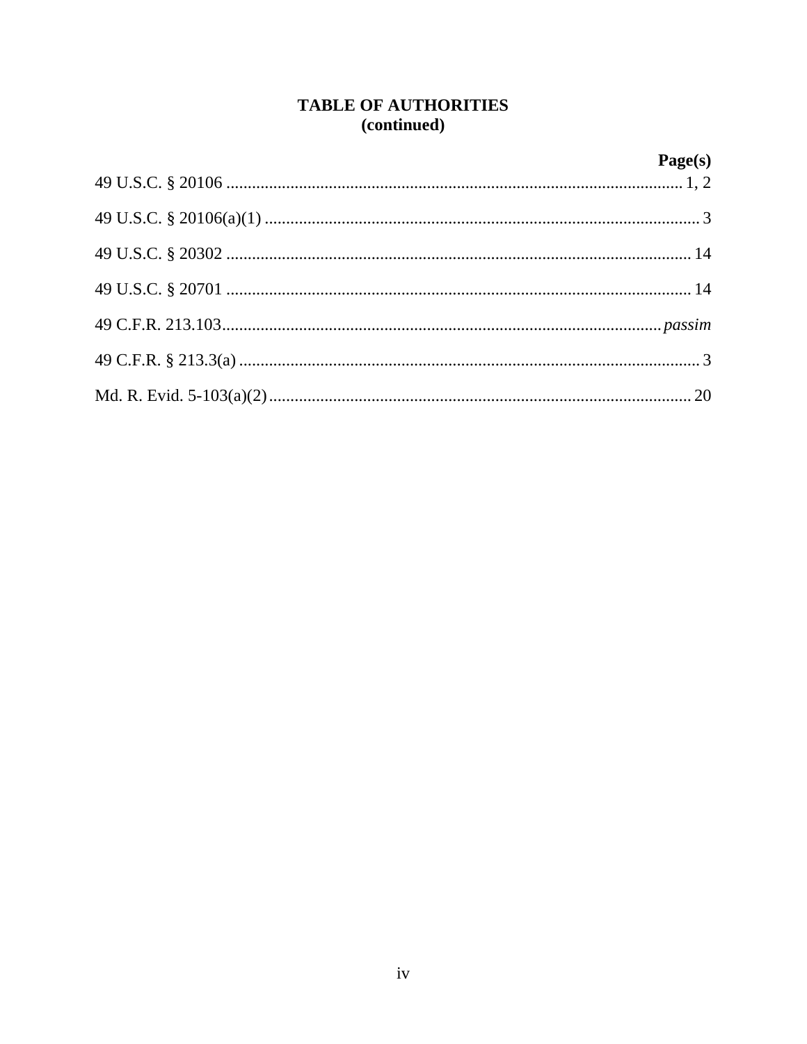# TABLE OF AUTHORITIES
# (continued)

| | **Page(s)** |
|---|---|
| 49 U.S.C. § 20106 | 1, 2 |
| 49 U.S.C. § 20106(a)(1) | 3 |
| 49 U.S.C. § 20302 | 14 |
| 49 U.S.C. § 20701 | 14 |
| 49 C.F.R. 213.103 | *passim* |
| 49 C.F.R. § 213.3(a) | 3 |
| Md. R. Evid. 5-103(a)(2) | 20 |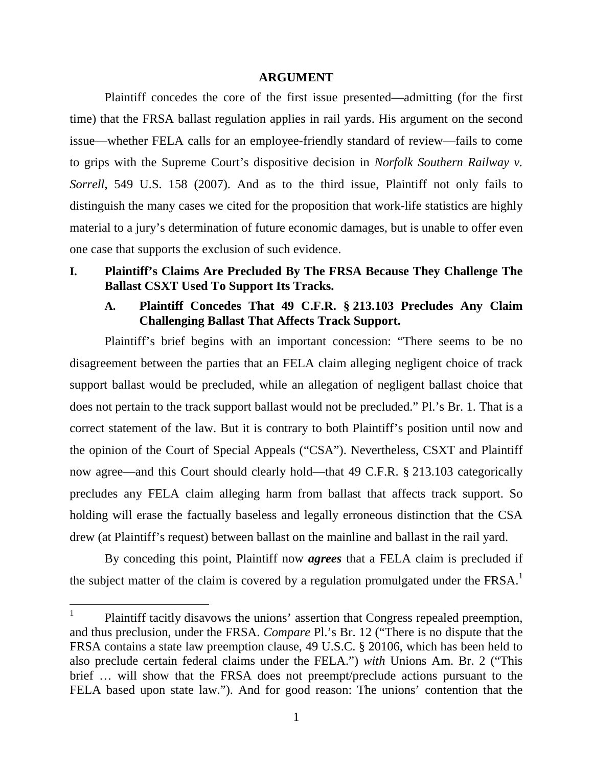## ARGUMENT

Plaintiff concedes the core of the first issue presented—admitting (for the first time) that the FRSA ballast regulation applies in rail yards. His argument on the second issue—whether FELA calls for an employee-friendly standard of review—fails to come to grips with the Supreme Court's dispositive decision in *Norfolk Southern Railway v. Sorrell*, 549 U.S. 158 (2007). And as to the third issue, Plaintiff not only fails to distinguish the many cases we cited for the proposition that work-life statistics are highly material to a jury's determination of future economic damages, but is unable to offer even one case that supports the exclusion of such evidence.

### I. Plaintiff's Claims Are Precluded By The FRSA Because They Challenge The Ballast CSXT Used To Support Its Tracks.

#### A. Plaintiff Concedes That 49 C.F.R. § 213.103 Precludes Any Claim Challenging Ballast That Affects Track Support.

Plaintiff's brief begins with an important concession: "There seems to be no disagreement between the parties that an FELA claim alleging negligent choice of track support ballast would be precluded, while an allegation of negligent ballast choice that does not pertain to the track support ballast would not be precluded." Pl.'s Br. 1. That is a correct statement of the law. But it is contrary to both Plaintiff's position until now and the opinion of the Court of Special Appeals ("CSA"). Nevertheless, CSXT and Plaintiff now agree—and this Court should clearly hold—that 49 C.F.R. § 213.103 categorically precludes any FELA claim alleging harm from ballast that affects track support. So holding will erase the factually baseless and legally erroneous distinction that the CSA drew (at Plaintiff's request) between ballast on the mainline and ballast in the rail yard.

By conceding this point, Plaintiff now ***agrees*** that a FELA claim is precluded if the subject matter of the claim is covered by a regulation promulgated under the FRSA.[1]

[1] Plaintiff tacitly disavows the unions' assertion that Congress repealed preemption, and thus preclusion, under the FRSA. *Compare* Pl.'s Br. 12 ("There is no dispute that the FRSA contains a state law preemption clause, 49 U.S.C. § 20106, which has been held to also preclude certain federal claims under the FELA.") *with* Unions Am. Br. 2 ("This brief … will show that the FRSA does not preempt/preclude actions pursuant to the FELA based upon state law."). And for good reason: The unions' contention that the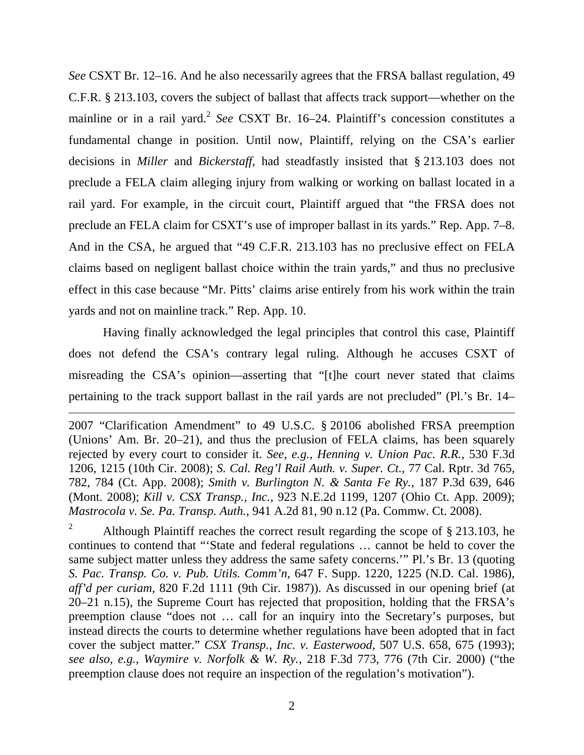*See* CSXT Br. 12–16. And he also necessarily agrees that the FRSA ballast regulation, 49 C.F.R. § 213.103, covers the subject of ballast that affects track support—whether on the mainline or in a rail yard.[2] *See* CSXT Br. 16–24. Plaintiff's concession constitutes a fundamental change in position. Until now, Plaintiff, relying on the CSA's earlier decisions in *Miller* and *Bickerstaff*, had steadfastly insisted that § 213.103 does not preclude a FELA claim alleging injury from walking or working on ballast located in a rail yard. For example, in the circuit court, Plaintiff argued that "the FRSA does not preclude an FELA claim for CSXT's use of improper ballast in its yards." Rep. App. 7–8. And in the CSA, he argued that "49 C.F.R. 213.103 has no preclusive effect on FELA claims based on negligent ballast choice within the train yards," and thus no preclusive effect in this case because "Mr. Pitts' claims arise entirely from his work within the train yards and not on mainline track." Rep. App. 10.

Having finally acknowledged the legal principles that control this case, Plaintiff does not defend the CSA's contrary legal ruling. Although he accuses CSXT of misreading the CSA's opinion—asserting that "[t]he court never stated that claims pertaining to the track support ballast in the rail yards are not precluded" (Pl.'s Br. 14–

---

2007 "Clarification Amendment" to 49 U.S.C. § 20106 abolished FRSA preemption (Unions' Am. Br. 20–21), and thus the preclusion of FELA claims, has been squarely rejected by every court to consider it. *See, e.g.*, *Henning v. Union Pac. R.R.*, 530 F.3d 1206, 1215 (10th Cir. 2008); *S. Cal. Reg'l Rail Auth. v. Super. Ct.*, 77 Cal. Rptr. 3d 765, 782, 784 (Ct. App. 2008); *Smith v. Burlington N. & Santa Fe Ry.*, 187 P.3d 639, 646 (Mont. 2008); *Kill v. CSX Transp., Inc.*, 923 N.E.2d 1199, 1207 (Ohio Ct. App. 2009); *Mastrocola v. Se. Pa. Transp. Auth.*, 941 A.2d 81, 90 n.12 (Pa. Commw. Ct. 2008).

[2] Although Plaintiff reaches the correct result regarding the scope of § 213.103, he continues to contend that "'State and federal regulations … cannot be held to cover the same subject matter unless they address the same safety concerns.'" Pl.'s Br. 13 (quoting *S. Pac. Transp. Co. v. Pub. Utils. Comm'n*, 647 F. Supp. 1220, 1225 (N.D. Cal. 1986), *aff'd per curiam*, 820 F.2d 1111 (9th Cir. 1987)). As discussed in our opening brief (at 20–21 n.15), the Supreme Court has rejected that proposition, holding that the FRSA's preemption clause "does not … call for an inquiry into the Secretary's purposes, but instead directs the courts to determine whether regulations have been adopted that in fact cover the subject matter." *CSX Transp., Inc. v. Easterwood*, 507 U.S. 658, 675 (1993); *see also, e.g.*, *Waymire v. Norfolk & W. Ry.*, 218 F.3d 773, 776 (7th Cir. 2000) ("the preemption clause does not require an inspection of the regulation's motivation").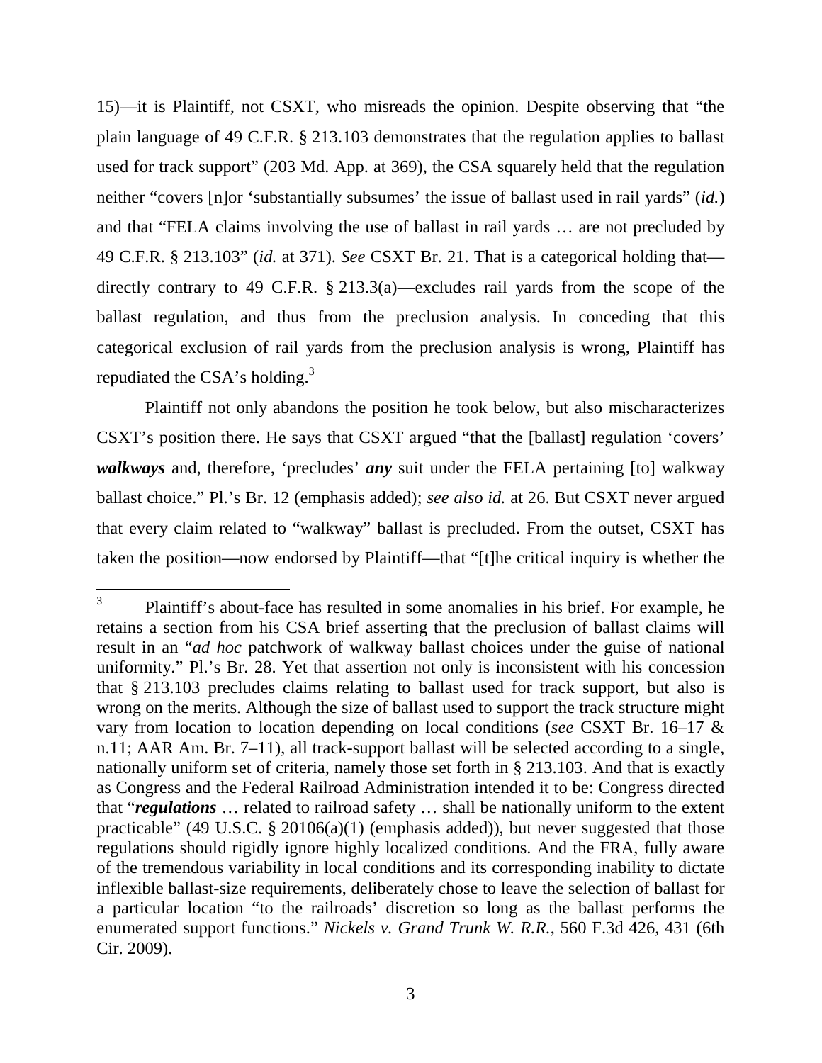15)—it is Plaintiff, not CSXT, who misreads the opinion. Despite observing that "the plain language of 49 C.F.R. § 213.103 demonstrates that the regulation applies to ballast used for track support" (203 Md. App. at 369), the CSA squarely held that the regulation neither "covers [n]or 'substantially subsumes' the issue of ballast used in rail yards" (*id.*) and that "FELA claims involving the use of ballast in rail yards … are not precluded by 49 C.F.R. § 213.103" (*id.* at 371). *See* CSXT Br. 21. That is a categorical holding that—directly contrary to 49 C.F.R. § 213.3(a)—excludes rail yards from the scope of the ballast regulation, and thus from the preclusion analysis. In conceding that this categorical exclusion of rail yards from the preclusion analysis is wrong, Plaintiff has repudiated the CSA's holding.[3]

Plaintiff not only abandons the position he took below, but also mischaracterizes CSXT's position there. He says that CSXT argued "that the [ballast] regulation 'covers' ***walkways*** and, therefore, 'precludes' ***any*** suit under the FELA pertaining [to] walkway ballast choice." Pl.'s Br. 12 (emphasis added); *see also id.* at 26. But CSXT never argued that every claim related to "walkway" ballast is precluded. From the outset, CSXT has taken the position—now endorsed by Plaintiff—that "[t]he critical inquiry is whether the

---

[3] Plaintiff's about-face has resulted in some anomalies in his brief. For example, he retains a section from his CSA brief asserting that the preclusion of ballast claims will result in an "*ad hoc* patchwork of walkway ballast choices under the guise of national uniformity." Pl.'s Br. 28. Yet that assertion not only is inconsistent with his concession that § 213.103 precludes claims relating to ballast used for track support, but also is wrong on the merits. Although the size of ballast used to support the track structure might vary from location to location depending on local conditions (*see* CSXT Br. 16–17 & n.11; AAR Am. Br. 7–11), all track-support ballast will be selected according to a single, nationally uniform set of criteria, namely those set forth in § 213.103. And that is exactly as Congress and the Federal Railroad Administration intended it to be: Congress directed that "***regulations*** … related to railroad safety … shall be nationally uniform to the extent practicable" (49 U.S.C. § 20106(a)(1) (emphasis added)), but never suggested that those regulations should rigidly ignore highly localized conditions. And the FRA, fully aware of the tremendous variability in local conditions and its corresponding inability to dictate inflexible ballast-size requirements, deliberately chose to leave the selection of ballast for a particular location "to the railroads' discretion so long as the ballast performs the enumerated support functions." *Nickels v. Grand Trunk W. R.R.*, 560 F.3d 426, 431 (6th Cir. 2009).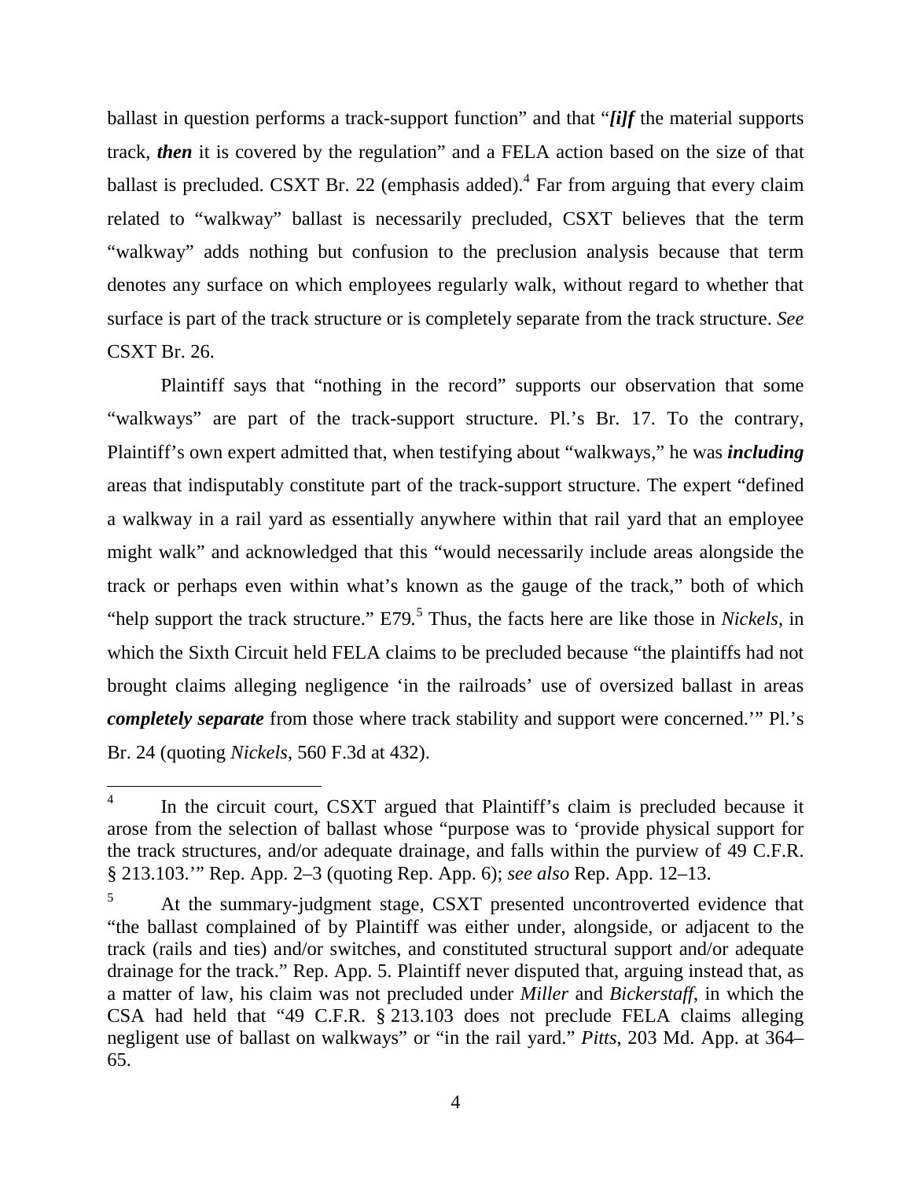ballast in question performs a track-support function" and that "***[i]f*** the material supports track, ***then*** it is covered by the regulation" and a FELA action based on the size of that ballast is precluded. CSXT Br. 22 (emphasis added).[4] Far from arguing that every claim related to "walkway" ballast is necessarily precluded, CSXT believes that the term "walkway" adds nothing but confusion to the preclusion analysis because that term denotes any surface on which employees regularly walk, without regard to whether that surface is part of the track structure or is completely separate from the track structure. *See* CSXT Br. 26.

Plaintiff says that "nothing in the record" supports our observation that some "walkways" are part of the track-support structure. Pl.'s Br. 17. To the contrary, Plaintiff's own expert admitted that, when testifying about "walkways," he was ***including*** areas that indisputably constitute part of the track-support structure. The expert "defined a walkway in a rail yard as essentially anywhere within that rail yard that an employee might walk" and acknowledged that this "would necessarily include areas alongside the track or perhaps even within what's known as the gauge of the track," both of which "help support the track structure." E79.[5] Thus, the facts here are like those in *Nickels*, in which the Sixth Circuit held FELA claims to be precluded because "the plaintiffs had not brought claims alleging negligence 'in the railroads' use of oversized ballast in areas ***completely separate*** from those where track stability and support were concerned.'" Pl.'s Br. 24 (quoting *Nickels*, 560 F.3d at 432).

---

[4] In the circuit court, CSXT argued that Plaintiff's claim is precluded because it arose from the selection of ballast whose "purpose was to 'provide physical support for the track structures, and/or adequate drainage, and falls within the purview of 49 C.F.R. § 213.103.'" Rep. App. 2–3 (quoting Rep. App. 6); *see also* Rep. App. 12–13.

[5] At the summary-judgment stage, CSXT presented uncontroverted evidence that "the ballast complained of by Plaintiff was either under, alongside, or adjacent to the track (rails and ties) and/or switches, and constituted structural support and/or adequate drainage for the track." Rep. App. 5. Plaintiff never disputed that, arguing instead that, as a matter of law, his claim was not precluded under *Miller* and *Bickerstaff*, in which the CSA had held that "49 C.F.R. § 213.103 does not preclude FELA claims alleging negligent use of ballast on walkways" or "in the rail yard." *Pitts*, 203 Md. App. at 364–65.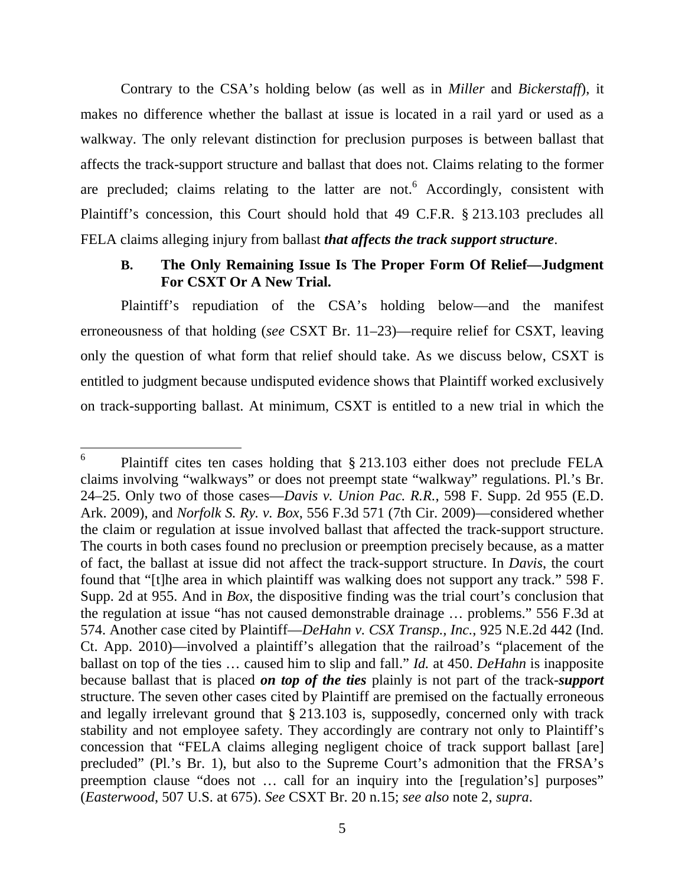Contrary to the CSA's holding below (as well as in *Miller* and *Bickerstaff*), it makes no difference whether the ballast at issue is located in a rail yard or used as a walkway. The only relevant distinction for preclusion purposes is between ballast that affects the track-support structure and ballast that does not. Claims relating to the former are precluded; claims relating to the latter are not.[6] Accordingly, consistent with Plaintiff's concession, this Court should hold that 49 C.F.R. § 213.103 precludes all FELA claims alleging injury from ballast ***that affects the track support structure***.

### B. The Only Remaining Issue Is The Proper Form Of Relief—Judgment For CSXT Or A New Trial.

Plaintiff's repudiation of the CSA's holding below—and the manifest erroneousness of that holding (*see* CSXT Br. 11–23)—require relief for CSXT, leaving only the question of what form that relief should take. As we discuss below, CSXT is entitled to judgment because undisputed evidence shows that Plaintiff worked exclusively on track-supporting ballast. At minimum, CSXT is entitled to a new trial in which the

---

[6] Plaintiff cites ten cases holding that § 213.103 either does not preclude FELA claims involving "walkways" or does not preempt state "walkway" regulations. Pl.'s Br. 24–25. Only two of those cases—*Davis v. Union Pac. R.R.*, 598 F. Supp. 2d 955 (E.D. Ark. 2009), and *Norfolk S. Ry. v. Box*, 556 F.3d 571 (7th Cir. 2009)—considered whether the claim or regulation at issue involved ballast that affected the track-support structure. The courts in both cases found no preclusion or preemption precisely because, as a matter of fact, the ballast at issue did not affect the track-support structure. In *Davis*, the court found that "[t]he area in which plaintiff was walking does not support any track." 598 F. Supp. 2d at 955. And in *Box*, the dispositive finding was the trial court's conclusion that the regulation at issue "has not caused demonstrable drainage … problems." 556 F.3d at 574. Another case cited by Plaintiff—*DeHahn v. CSX Transp., Inc.*, 925 N.E.2d 442 (Ind. Ct. App. 2010)—involved a plaintiff's allegation that the railroad's "placement of the ballast on top of the ties … caused him to slip and fall." *Id.* at 450. *DeHahn* is inapposite because ballast that is placed ***on top of the ties*** plainly is not part of the track-***support*** structure. The seven other cases cited by Plaintiff are premised on the factually erroneous and legally irrelevant ground that § 213.103 is, supposedly, concerned only with track stability and not employee safety. They accordingly are contrary not only to Plaintiff's concession that "FELA claims alleging negligent choice of track support ballast [are] precluded" (Pl.'s Br. 1), but also to the Supreme Court's admonition that the FRSA's preemption clause "does not … call for an inquiry into the [regulation's] purposes" (*Easterwood*, 507 U.S. at 675). *See* CSXT Br. 20 n.15; *see also* note 2, *supra*.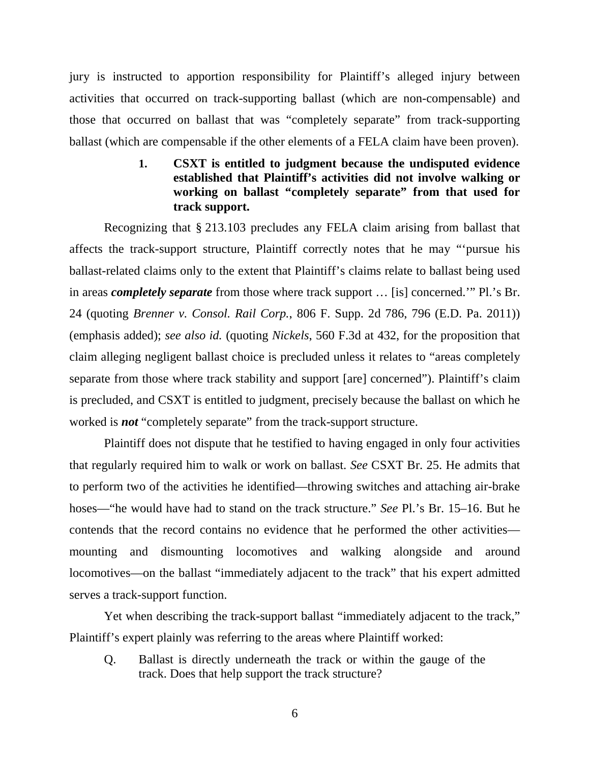jury is instructed to apportion responsibility for Plaintiff's alleged injury between activities that occurred on track-supporting ballast (which are non-compensable) and those that occurred on ballast that was "completely separate" from track-supporting ballast (which are compensable if the other elements of a FELA claim have been proven).

**1. CSXT is entitled to judgment because the undisputed evidence established that Plaintiff's activities did not involve walking or working on ballast "completely separate" from that used for track support.**

Recognizing that § 213.103 precludes any FELA claim arising from ballast that affects the track-support structure, Plaintiff correctly notes that he may "'pursue his ballast-related claims only to the extent that Plaintiff's claims relate to ballast being used in areas ***completely separate*** from those where track support … [is] concerned.'" Pl.'s Br. 24 (quoting *Brenner v. Consol. Rail Corp.*, 806 F. Supp. 2d 786, 796 (E.D. Pa. 2011)) (emphasis added); *see also id.* (quoting *Nickels*, 560 F.3d at 432, for the proposition that claim alleging negligent ballast choice is precluded unless it relates to "areas completely separate from those where track stability and support [are] concerned"). Plaintiff's claim is precluded, and CSXT is entitled to judgment, precisely because the ballast on which he worked is ***not*** "completely separate" from the track-support structure.

Plaintiff does not dispute that he testified to having engaged in only four activities that regularly required him to walk or work on ballast. *See* CSXT Br. 25. He admits that to perform two of the activities he identified—throwing switches and attaching air-brake hoses—"he would have had to stand on the track structure." *See* Pl.'s Br. 15–16. But he contends that the record contains no evidence that he performed the other activities—mounting and dismounting locomotives and walking alongside and around locomotives—on the ballast "immediately adjacent to the track" that his expert admitted serves a track-support function.

Yet when describing the track-support ballast "immediately adjacent to the track," Plaintiff's expert plainly was referring to the areas where Plaintiff worked:

> Q. Ballast is directly underneath the track or within the gauge of the track. Does that help support the track structure?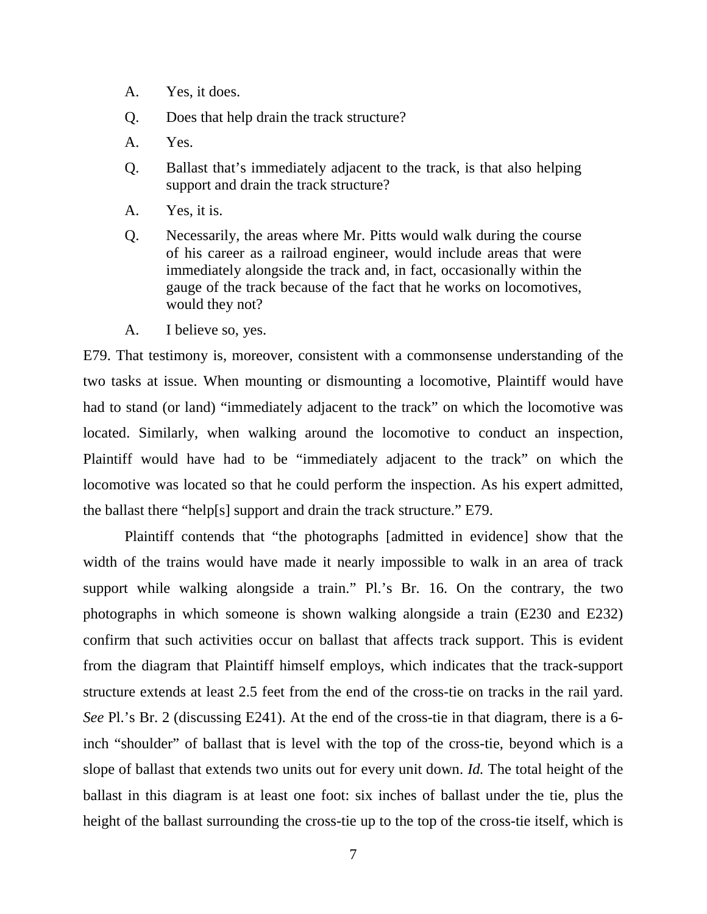A. Yes, it does.

Q. Does that help drain the track structure?

A. Yes.

Q. Ballast that's immediately adjacent to the track, is that also helping support and drain the track structure?

A. Yes, it is.

Q. Necessarily, the areas where Mr. Pitts would walk during the course of his career as a railroad engineer, would include areas that were immediately alongside the track and, in fact, occasionally within the gauge of the track because of the fact that he works on locomotives, would they not?

A. I believe so, yes.

E79. That testimony is, moreover, consistent with a commonsense understanding of the two tasks at issue. When mounting or dismounting a locomotive, Plaintiff would have had to stand (or land) "immediately adjacent to the track" on which the locomotive was located. Similarly, when walking around the locomotive to conduct an inspection, Plaintiff would have had to be "immediately adjacent to the track" on which the locomotive was located so that he could perform the inspection. As his expert admitted, the ballast there "help[s] support and drain the track structure." E79.

Plaintiff contends that "the photographs [admitted in evidence] show that the width of the trains would have made it nearly impossible to walk in an area of track support while walking alongside a train." Pl.'s Br. 16. On the contrary, the two photographs in which someone is shown walking alongside a train (E230 and E232) confirm that such activities occur on ballast that affects track support. This is evident from the diagram that Plaintiff himself employs, which indicates that the track-support structure extends at least 2.5 feet from the end of the cross-tie on tracks in the rail yard. *See* Pl.'s Br. 2 (discussing E241). At the end of the cross-tie in that diagram, there is a 6-inch "shoulder" of ballast that is level with the top of the cross-tie, beyond which is a slope of ballast that extends two units out for every unit down. *Id.* The total height of the ballast in this diagram is at least one foot: six inches of ballast under the tie, plus the height of the ballast surrounding the cross-tie up to the top of the cross-tie itself, which is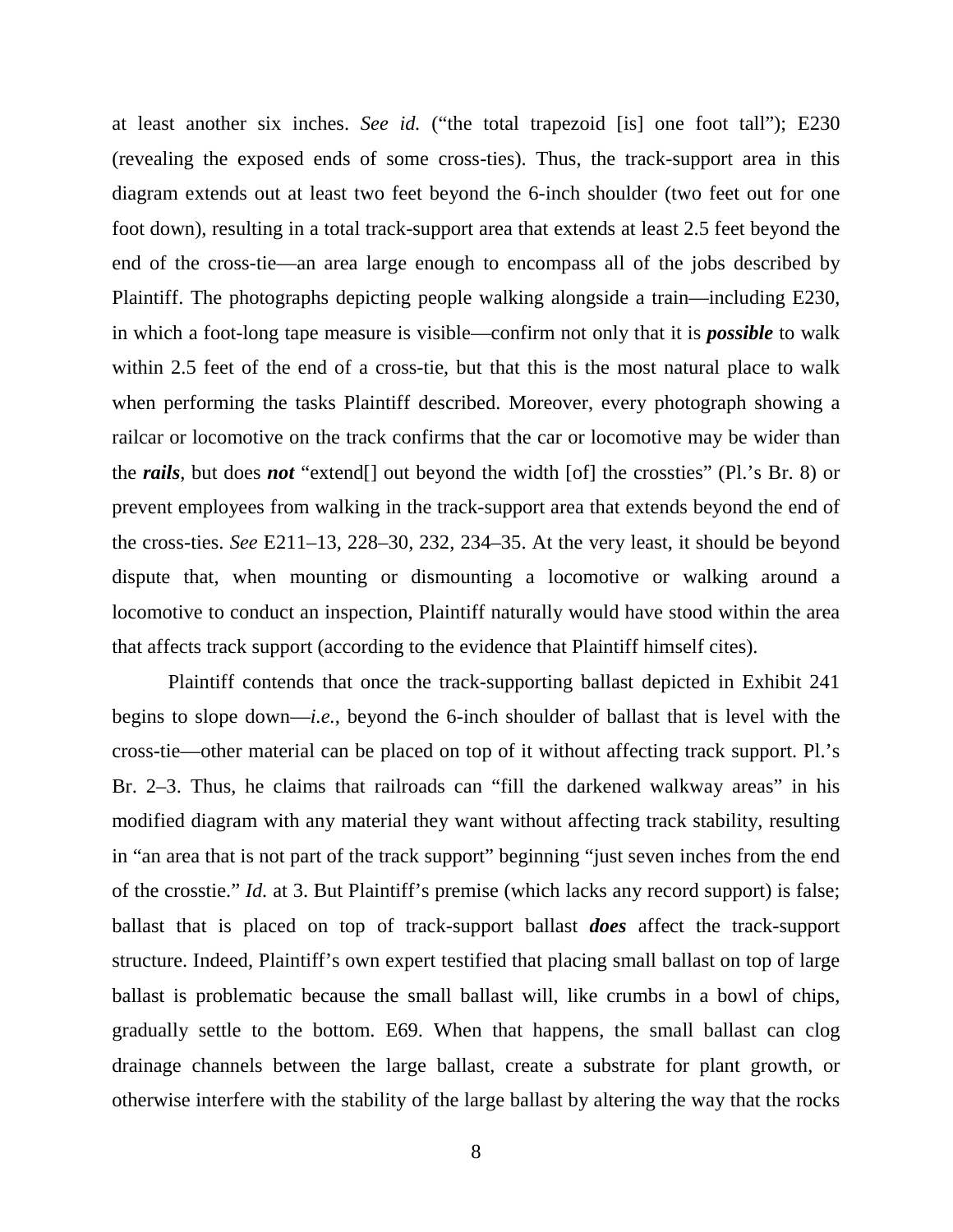at least another six inches. *See id.* ("the total trapezoid [is] one foot tall"); E230 (revealing the exposed ends of some cross-ties). Thus, the track-support area in this diagram extends out at least two feet beyond the 6-inch shoulder (two feet out for one foot down), resulting in a total track-support area that extends at least 2.5 feet beyond the end of the cross-tie—an area large enough to encompass all of the jobs described by Plaintiff. The photographs depicting people walking alongside a train—including E230, in which a foot-long tape measure is visible—confirm not only that it is ***possible*** to walk within 2.5 feet of the end of a cross-tie, but that this is the most natural place to walk when performing the tasks Plaintiff described. Moreover, every photograph showing a railcar or locomotive on the track confirms that the car or locomotive may be wider than the ***rails***, but does ***not*** "extend[] out beyond the width [of] the crossties" (Pl.'s Br. 8) or prevent employees from walking in the track-support area that extends beyond the end of the cross-ties. *See* E211–13, 228–30, 232, 234–35. At the very least, it should be beyond dispute that, when mounting or dismounting a locomotive or walking around a locomotive to conduct an inspection, Plaintiff naturally would have stood within the area that affects track support (according to the evidence that Plaintiff himself cites).

Plaintiff contends that once the track-supporting ballast depicted in Exhibit 241 begins to slope down—*i.e.*, beyond the 6-inch shoulder of ballast that is level with the cross-tie—other material can be placed on top of it without affecting track support. Pl.'s Br. 2–3. Thus, he claims that railroads can "fill the darkened walkway areas" in his modified diagram with any material they want without affecting track stability, resulting in "an area that is not part of the track support" beginning "just seven inches from the end of the crosstie." *Id.* at 3. But Plaintiff's premise (which lacks any record support) is false; ballast that is placed on top of track-support ballast ***does*** affect the track-support structure. Indeed, Plaintiff's own expert testified that placing small ballast on top of large ballast is problematic because the small ballast will, like crumbs in a bowl of chips, gradually settle to the bottom. E69. When that happens, the small ballast can clog drainage channels between the large ballast, create a substrate for plant growth, or otherwise interfere with the stability of the large ballast by altering the way that the rocks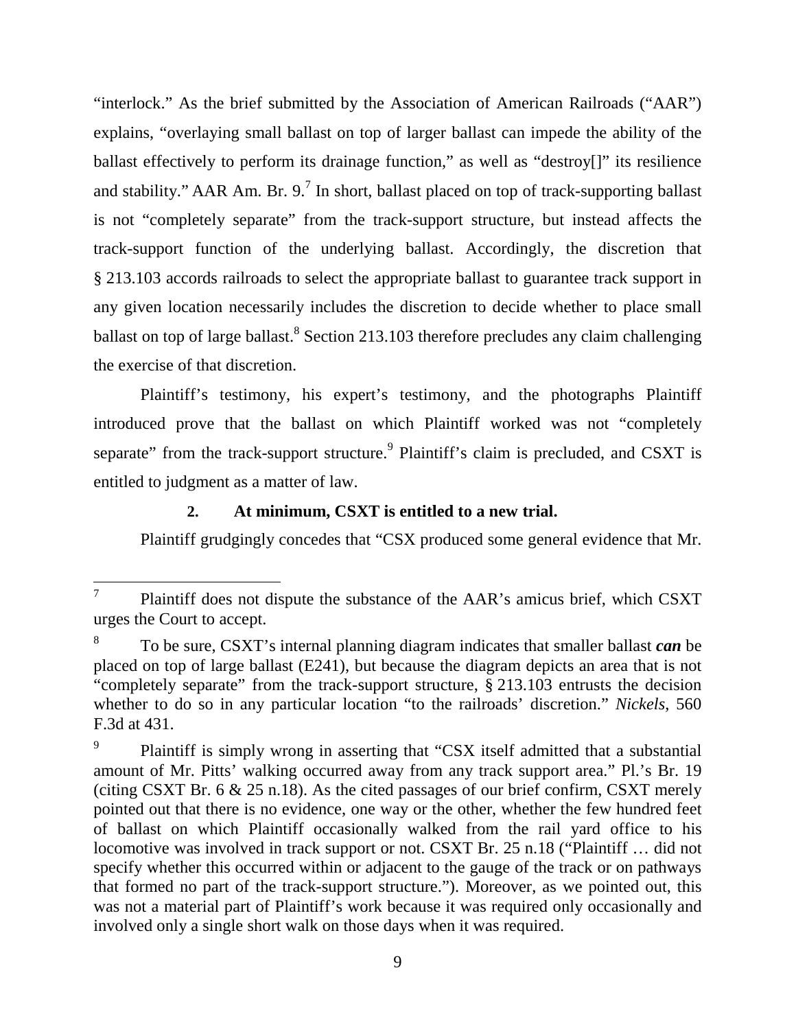"interlock." As the brief submitted by the Association of American Railroads ("AAR") explains, "overlaying small ballast on top of larger ballast can impede the ability of the ballast effectively to perform its drainage function," as well as "destroy[]" its resilience and stability." AAR Am. Br. 9.[7] In short, ballast placed on top of track-supporting ballast is not "completely separate" from the track-support structure, but instead affects the track-support function of the underlying ballast. Accordingly, the discretion that § 213.103 accords railroads to select the appropriate ballast to guarantee track support in any given location necessarily includes the discretion to decide whether to place small ballast on top of large ballast.[8] Section 213.103 therefore precludes any claim challenging the exercise of that discretion.

Plaintiff's testimony, his expert's testimony, and the photographs Plaintiff introduced prove that the ballast on which Plaintiff worked was not "completely separate" from the track-support structure.[9] Plaintiff's claim is precluded, and CSXT is entitled to judgment as a matter of law.

### 2. At minimum, CSXT is entitled to a new trial.

Plaintiff grudgingly concedes that "CSX produced some general evidence that Mr.

---

[7] Plaintiff does not dispute the substance of the AAR's amicus brief, which CSXT urges the Court to accept.

[8] To be sure, CSXT's internal planning diagram indicates that smaller ballast ***can*** be placed on top of large ballast (E241), but because the diagram depicts an area that is not "completely separate" from the track-support structure, § 213.103 entrusts the decision whether to do so in any particular location "to the railroads' discretion." *Nickels*, 560 F.3d at 431.

[9] Plaintiff is simply wrong in asserting that "CSX itself admitted that a substantial amount of Mr. Pitts' walking occurred away from any track support area." Pl.'s Br. 19 (citing CSXT Br. 6 & 25 n.18). As the cited passages of our brief confirm, CSXT merely pointed out that there is no evidence, one way or the other, whether the few hundred feet of ballast on which Plaintiff occasionally walked from the rail yard office to his locomotive was involved in track support or not. CSXT Br. 25 n.18 ("Plaintiff … did not specify whether this occurred within or adjacent to the gauge of the track or on pathways that formed no part of the track-support structure."). Moreover, as we pointed out, this was not a material part of Plaintiff's work because it was required only occasionally and involved only a single short walk on those days when it was required.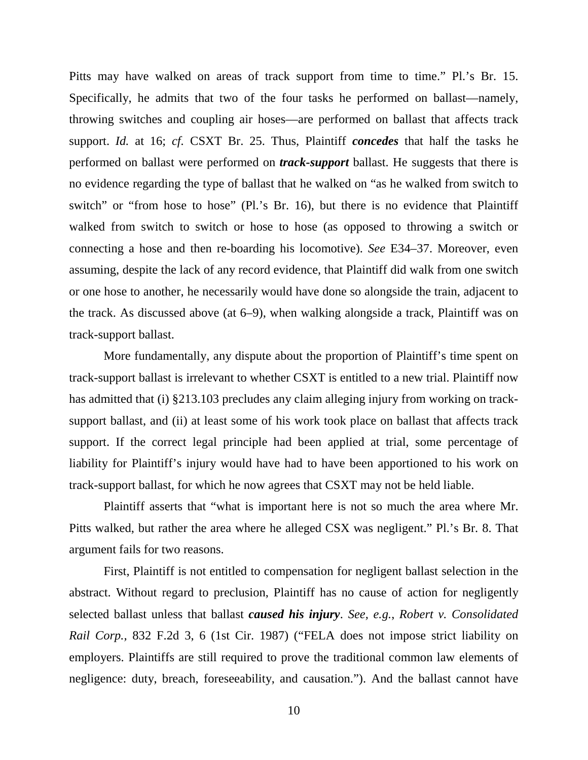Pitts may have walked on areas of track support from time to time." Pl.'s Br. 15. Specifically, he admits that two of the four tasks he performed on ballast—namely, throwing switches and coupling air hoses—are performed on ballast that affects track support. *Id.* at 16; *cf.* CSXT Br. 25. Thus, Plaintiff ***concedes*** that half the tasks he performed on ballast were performed on ***track-support*** ballast. He suggests that there is no evidence regarding the type of ballast that he walked on "as he walked from switch to switch" or "from hose to hose" (Pl.'s Br. 16), but there is no evidence that Plaintiff walked from switch to switch or hose to hose (as opposed to throwing a switch or connecting a hose and then re-boarding his locomotive). *See* E34–37. Moreover, even assuming, despite the lack of any record evidence, that Plaintiff did walk from one switch or one hose to another, he necessarily would have done so alongside the train, adjacent to the track. As discussed above (at 6–9), when walking alongside a track, Plaintiff was on track-support ballast.

More fundamentally, any dispute about the proportion of Plaintiff's time spent on track-support ballast is irrelevant to whether CSXT is entitled to a new trial. Plaintiff now has admitted that (i) §213.103 precludes any claim alleging injury from working on track-support ballast, and (ii) at least some of his work took place on ballast that affects track support. If the correct legal principle had been applied at trial, some percentage of liability for Plaintiff's injury would have had to have been apportioned to his work on track-support ballast, for which he now agrees that CSXT may not be held liable.

Plaintiff asserts that "what is important here is not so much the area where Mr. Pitts walked, but rather the area where he alleged CSX was negligent." Pl.'s Br. 8. That argument fails for two reasons.

First, Plaintiff is not entitled to compensation for negligent ballast selection in the abstract. Without regard to preclusion, Plaintiff has no cause of action for negligently selected ballast unless that ballast ***caused his injury***. *See, e.g.*, *Robert v. Consolidated Rail Corp.*, 832 F.2d 3, 6 (1st Cir. 1987) ("FELA does not impose strict liability on employers. Plaintiffs are still required to prove the traditional common law elements of negligence: duty, breach, foreseeability, and causation."). And the ballast cannot have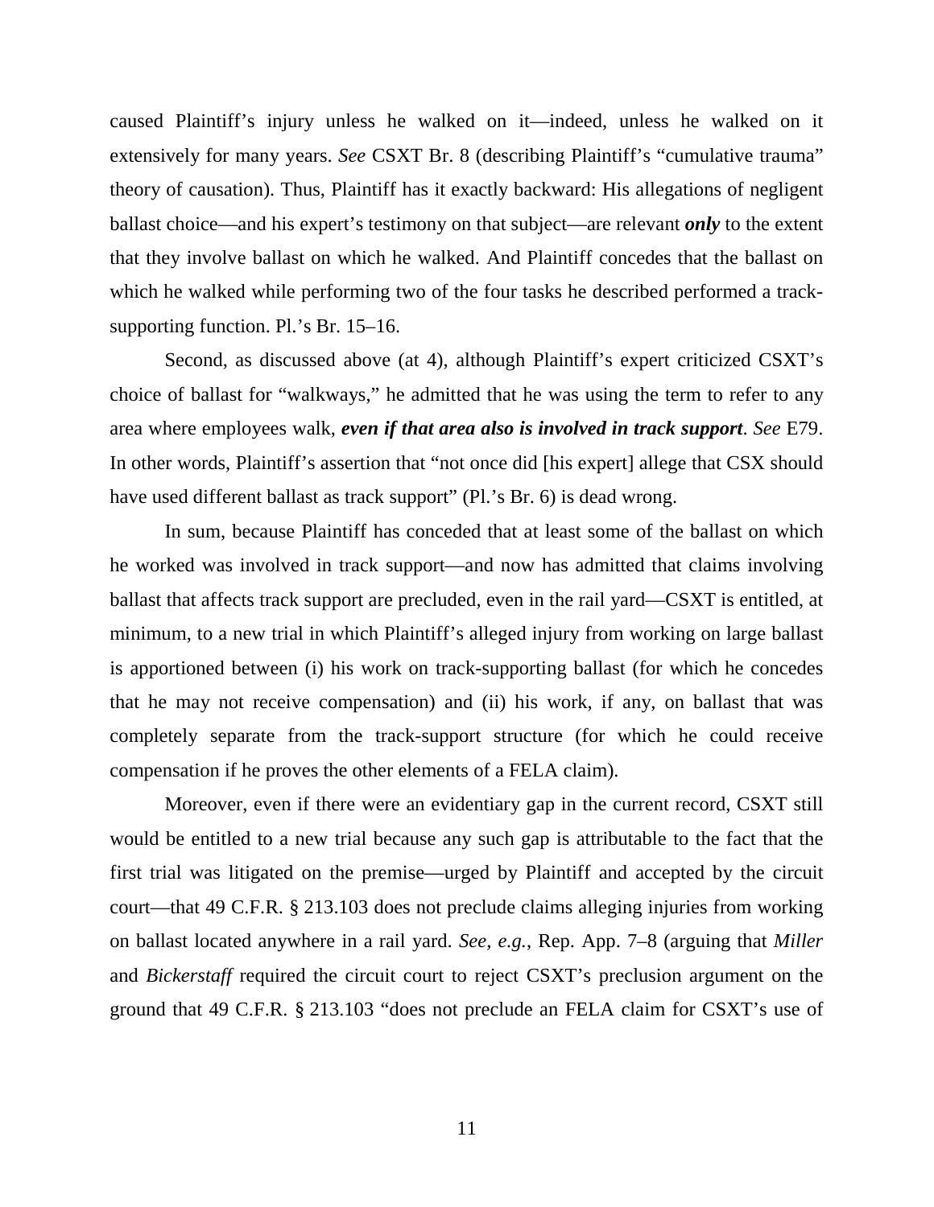caused Plaintiff's injury unless he walked on it—indeed, unless he walked on it extensively for many years. *See* CSXT Br. 8 (describing Plaintiff's "cumulative trauma" theory of causation). Thus, Plaintiff has it exactly backward: His allegations of negligent ballast choice—and his expert's testimony on that subject—are relevant ***only*** to the extent that they involve ballast on which he walked. And Plaintiff concedes that the ballast on which he walked while performing two of the four tasks he described performed a track-supporting function. Pl.'s Br. 15–16.

Second, as discussed above (at 4), although Plaintiff's expert criticized CSXT's choice of ballast for "walkways," he admitted that he was using the term to refer to any area where employees walk, ***even if that area also is involved in track support***. *See* E79. In other words, Plaintiff's assertion that "not once did [his expert] allege that CSX should have used different ballast as track support" (Pl.'s Br. 6) is dead wrong.

In sum, because Plaintiff has conceded that at least some of the ballast on which he worked was involved in track support—and now has admitted that claims involving ballast that affects track support are precluded, even in the rail yard—CSXT is entitled, at minimum, to a new trial in which Plaintiff's alleged injury from working on large ballast is apportioned between (i) his work on track-supporting ballast (for which he concedes that he may not receive compensation) and (ii) his work, if any, on ballast that was completely separate from the track-support structure (for which he could receive compensation if he proves the other elements of a FELA claim).

Moreover, even if there were an evidentiary gap in the current record, CSXT still would be entitled to a new trial because any such gap is attributable to the fact that the first trial was litigated on the premise—urged by Plaintiff and accepted by the circuit court—that 49 C.F.R. § 213.103 does not preclude claims alleging injuries from working on ballast located anywhere in a rail yard. *See, e.g.*, Rep. App. 7–8 (arguing that *Miller* and *Bickerstaff* required the circuit court to reject CSXT's preclusion argument on the ground that 49 C.F.R. § 213.103 "does not preclude an FELA claim for CSXT's use of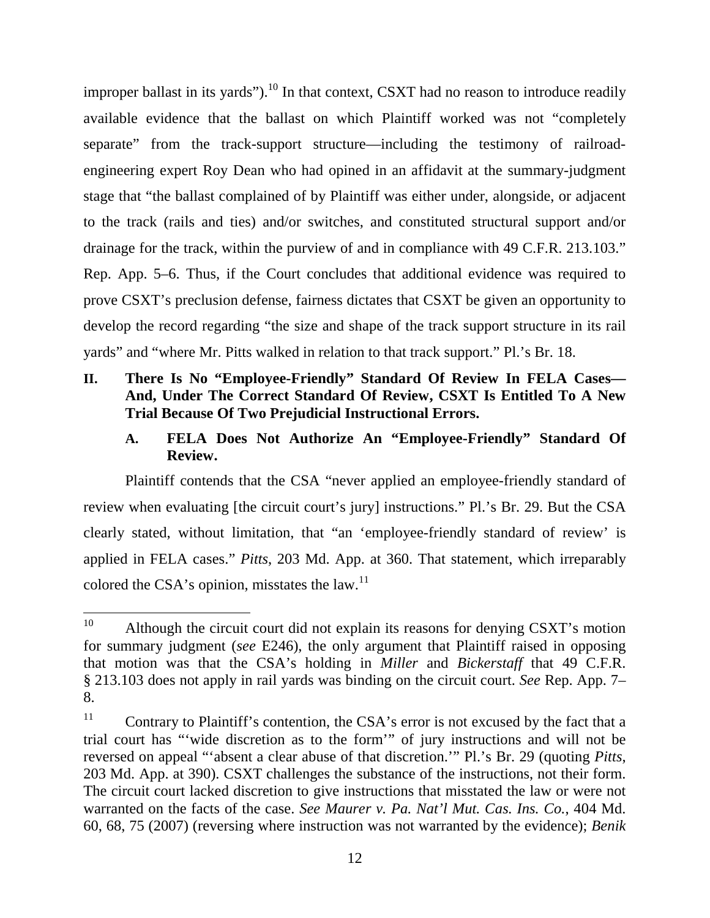improper ballast in its yards").[10] In that context, CSXT had no reason to introduce readily available evidence that the ballast on which Plaintiff worked was not "completely separate" from the track-support structure—including the testimony of railroad-engineering expert Roy Dean who had opined in an affidavit at the summary-judgment stage that "the ballast complained of by Plaintiff was either under, alongside, or adjacent to the track (rails and ties) and/or switches, and constituted structural support and/or drainage for the track, within the purview of and in compliance with 49 C.F.R. 213.103." Rep. App. 5–6. Thus, if the Court concludes that additional evidence was required to prove CSXT's preclusion defense, fairness dictates that CSXT be given an opportunity to develop the record regarding "the size and shape of the track support structure in its rail yards" and "where Mr. Pitts walked in relation to that track support." Pl.'s Br. 18.

## II. There Is No "Employee-Friendly" Standard Of Review In FELA Cases—And, Under The Correct Standard Of Review, CSXT Is Entitled To A New Trial Because Of Two Prejudicial Instructional Errors.

### A. FELA Does Not Authorize An "Employee-Friendly" Standard Of Review.

Plaintiff contends that the CSA "never applied an employee-friendly standard of review when evaluating [the circuit court's jury] instructions." Pl.'s Br. 29. But the CSA clearly stated, without limitation, that "an 'employee-friendly standard of review' is applied in FELA cases." *Pitts*, 203 Md. App. at 360. That statement, which irreparably colored the CSA's opinion, misstates the law.[11]

---

[10] Although the circuit court did not explain its reasons for denying CSXT's motion for summary judgment (*see* E246), the only argument that Plaintiff raised in opposing that motion was that the CSA's holding in *Miller* and *Bickerstaff* that 49 C.F.R. § 213.103 does not apply in rail yards was binding on the circuit court. *See* Rep. App. 7–8.

[11] Contrary to Plaintiff's contention, the CSA's error is not excused by the fact that a trial court has "'wide discretion as to the form'" of jury instructions and will not be reversed on appeal "'absent a clear abuse of that discretion.'" Pl.'s Br. 29 (quoting *Pitts*, 203 Md. App. at 390). CSXT challenges the substance of the instructions, not their form. The circuit court lacked discretion to give instructions that misstated the law or were not warranted on the facts of the case. *See Maurer v. Pa. Nat'l Mut. Cas. Ins. Co.*, 404 Md. 60, 68, 75 (2007) (reversing where instruction was not warranted by the evidence); *Benik*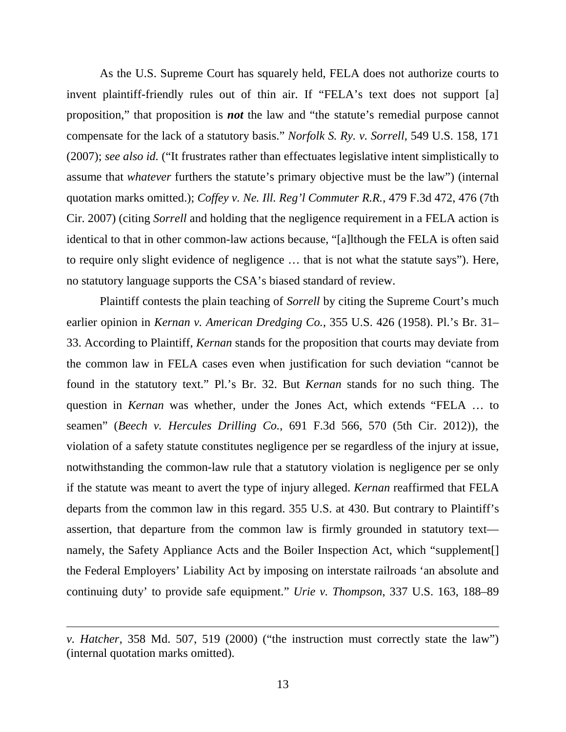As the U.S. Supreme Court has squarely held, FELA does not authorize courts to invent plaintiff-friendly rules out of thin air. If "FELA's text does not support [a] proposition," that proposition is ***not*** the law and "the statute's remedial purpose cannot compensate for the lack of a statutory basis." *Norfolk S. Ry. v. Sorrell*, 549 U.S. 158, 171 (2007); *see also id.* ("It frustrates rather than effectuates legislative intent simplistically to assume that *whatever* furthers the statute's primary objective must be the law") (internal quotation marks omitted.); *Coffey v. Ne. Ill. Reg'l Commuter R.R.*, 479 F.3d 472, 476 (7th Cir. 2007) (citing *Sorrell* and holding that the negligence requirement in a FELA action is identical to that in other common-law actions because, "[a]lthough the FELA is often said to require only slight evidence of negligence … that is not what the statute says"). Here, no statutory language supports the CSA's biased standard of review.

Plaintiff contests the plain teaching of *Sorrell* by citing the Supreme Court's much earlier opinion in *Kernan v. American Dredging Co.*, 355 U.S. 426 (1958). Pl.'s Br. 31–33. According to Plaintiff, *Kernan* stands for the proposition that courts may deviate from the common law in FELA cases even when justification for such deviation "cannot be found in the statutory text." Pl.'s Br. 32. But *Kernan* stands for no such thing. The question in *Kernan* was whether, under the Jones Act, which extends "FELA … to seamen" (*Beech v. Hercules Drilling Co.*, 691 F.3d 566, 570 (5th Cir. 2012)), the violation of a safety statute constitutes negligence per se regardless of the injury at issue, notwithstanding the common-law rule that a statutory violation is negligence per se only if the statute was meant to avert the type of injury alleged. *Kernan* reaffirmed that FELA departs from the common law in this regard. 355 U.S. at 430. But contrary to Plaintiff's assertion, that departure from the common law is firmly grounded in statutory text—namely, the Safety Appliance Acts and the Boiler Inspection Act, which "supplement[] the Federal Employers' Liability Act by imposing on interstate railroads 'an absolute and continuing duty' to provide safe equipment." *Urie v. Thompson*, 337 U.S. 163, 188–89

---

*v. Hatcher*, 358 Md. 507, 519 (2000) ("the instruction must correctly state the law") (internal quotation marks omitted).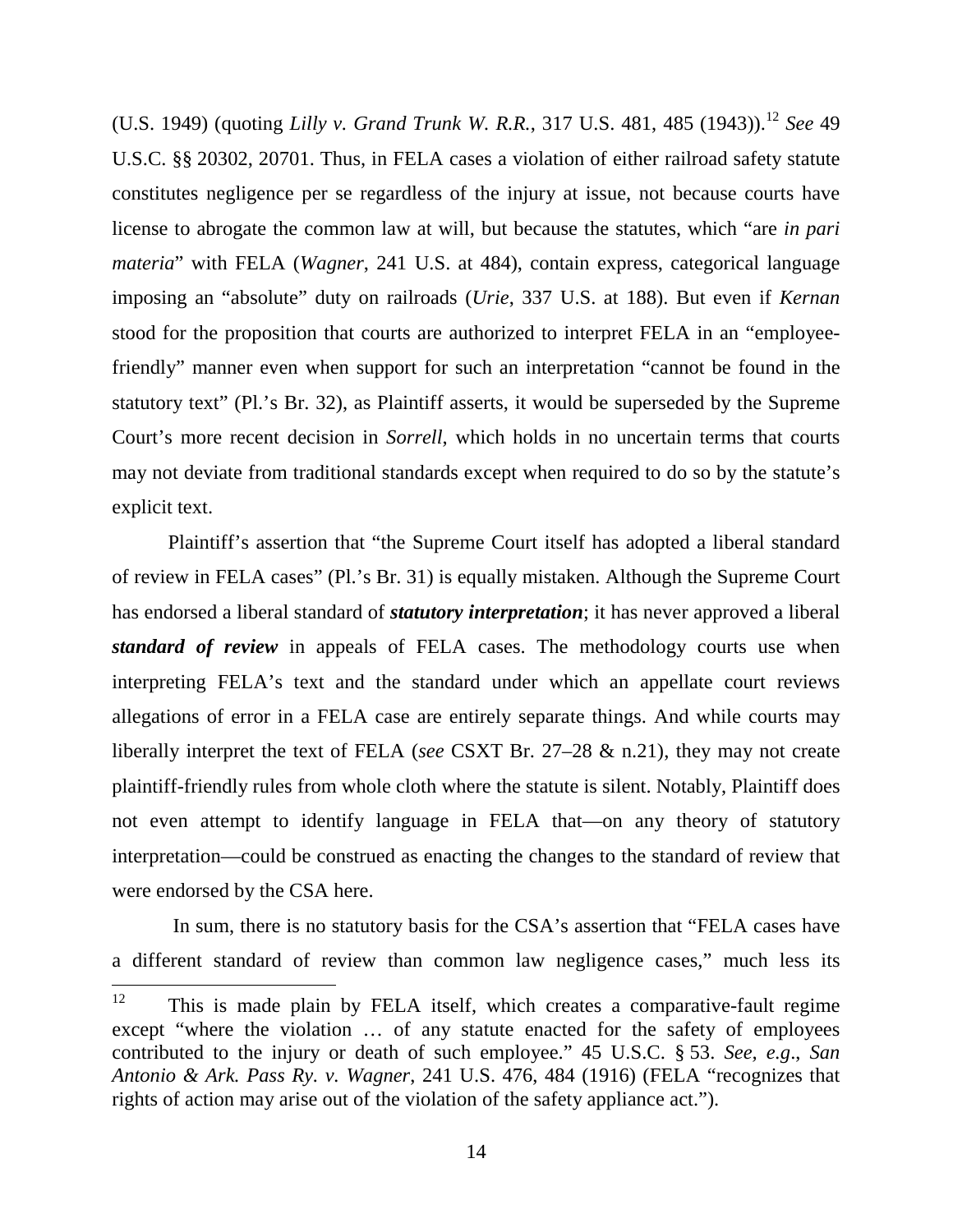(U.S. 1949) (quoting *Lilly v. Grand Trunk W. R.R.*, 317 U.S. 481, 485 (1943)).[12] *See* 49 U.S.C. §§ 20302, 20701. Thus, in FELA cases a violation of either railroad safety statute constitutes negligence per se regardless of the injury at issue, not because courts have license to abrogate the common law at will, but because the statutes, which "are *in pari materia*" with FELA (*Wagner*, 241 U.S. at 484), contain express, categorical language imposing an "absolute" duty on railroads (*Urie*, 337 U.S. at 188). But even if *Kernan* stood for the proposition that courts are authorized to interpret FELA in an "employee-friendly" manner even when support for such an interpretation "cannot be found in the statutory text" (Pl.'s Br. 32), as Plaintiff asserts, it would be superseded by the Supreme Court's more recent decision in *Sorrell*, which holds in no uncertain terms that courts may not deviate from traditional standards except when required to do so by the statute's explicit text.

Plaintiff's assertion that "the Supreme Court itself has adopted a liberal standard of review in FELA cases" (Pl.'s Br. 31) is equally mistaken. Although the Supreme Court has endorsed a liberal standard of ***statutory interpretation***; it has never approved a liberal ***standard of review*** in appeals of FELA cases. The methodology courts use when interpreting FELA's text and the standard under which an appellate court reviews allegations of error in a FELA case are entirely separate things. And while courts may liberally interpret the text of FELA (*see* CSXT Br. 27–28 & n.21), they may not create plaintiff-friendly rules from whole cloth where the statute is silent. Notably, Plaintiff does not even attempt to identify language in FELA that—on any theory of statutory interpretation—could be construed as enacting the changes to the standard of review that were endorsed by the CSA here.

In sum, there is no statutory basis for the CSA's assertion that "FELA cases have a different standard of review than common law negligence cases," much less its

---

[12] This is made plain by FELA itself, which creates a comparative-fault regime except "where the violation … of any statute enacted for the safety of employees contributed to the injury or death of such employee." 45 U.S.C. § 53. *See, e.g*., *San Antonio & Ark. Pass Ry. v. Wagner*, 241 U.S. 476, 484 (1916) (FELA "recognizes that rights of action may arise out of the violation of the safety appliance act.").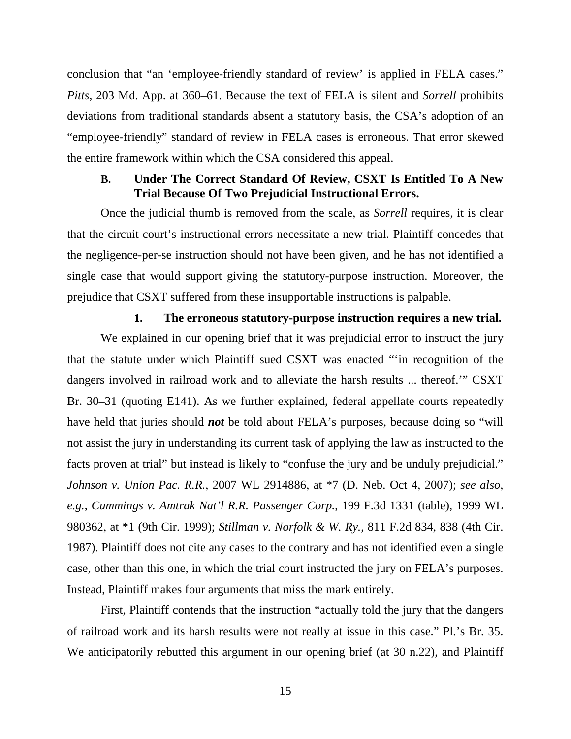conclusion that "an 'employee-friendly standard of review' is applied in FELA cases." *Pitts*, 203 Md. App. at 360–61. Because the text of FELA is silent and *Sorrell* prohibits deviations from traditional standards absent a statutory basis, the CSA's adoption of an "employee-friendly" standard of review in FELA cases is erroneous. That error skewed the entire framework within which the CSA considered this appeal.

### B. Under The Correct Standard Of Review, CSXT Is Entitled To A New Trial Because Of Two Prejudicial Instructional Errors.

Once the judicial thumb is removed from the scale, as *Sorrell* requires, it is clear that the circuit court's instructional errors necessitate a new trial. Plaintiff concedes that the negligence-per-se instruction should not have been given, and he has not identified a single case that would support giving the statutory-purpose instruction. Moreover, the prejudice that CSXT suffered from these insupportable instructions is palpable.

#### 1. The erroneous statutory-purpose instruction requires a new trial.

We explained in our opening brief that it was prejudicial error to instruct the jury that the statute under which Plaintiff sued CSXT was enacted "'in recognition of the dangers involved in railroad work and to alleviate the harsh results ... thereof.'" CSXT Br. 30–31 (quoting E141). As we further explained, federal appellate courts repeatedly have held that juries should ***not*** be told about FELA's purposes, because doing so "will not assist the jury in understanding its current task of applying the law as instructed to the facts proven at trial" but instead is likely to "confuse the jury and be unduly prejudicial." *Johnson v. Union Pac. R.R.*, 2007 WL 2914886, at *7 (D. Neb. Oct 4, 2007); *see also, e.g.*, *Cummings v. Amtrak Nat'l R.R. Passenger Corp.*, 199 F.3d 1331 (table), 1999 WL 980362, at *1 (9th Cir. 1999); *Stillman v. Norfolk & W. Ry.*, 811 F.2d 834, 838 (4th Cir. 1987). Plaintiff does not cite any cases to the contrary and has not identified even a single case, other than this one, in which the trial court instructed the jury on FELA's purposes. Instead, Plaintiff makes four arguments that miss the mark entirely.

First, Plaintiff contends that the instruction "actually told the jury that the dangers of railroad work and its harsh results were not really at issue in this case." Pl.'s Br. 35. We anticipatorily rebutted this argument in our opening brief (at 30 n.22), and Plaintiff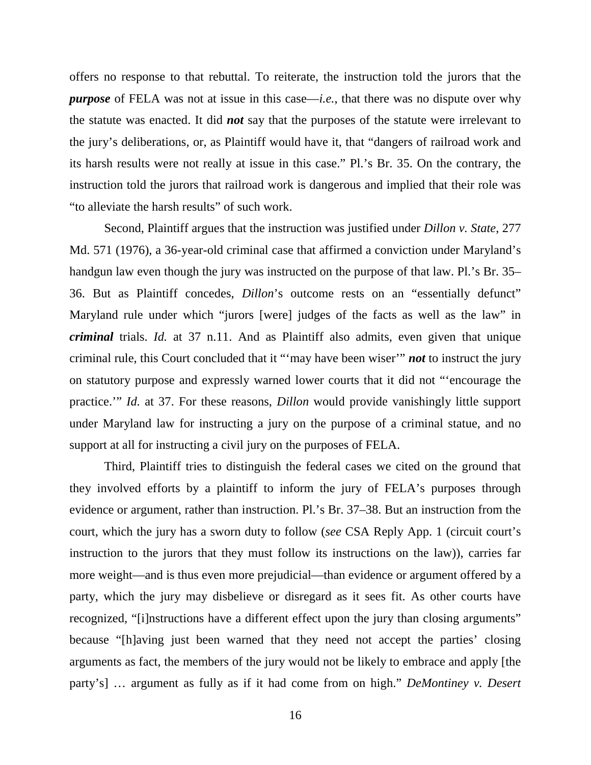offers no response to that rebuttal. To reiterate, the instruction told the jurors that the ***purpose*** of FELA was not at issue in this case—*i.e.*, that there was no dispute over why the statute was enacted. It did ***not*** say that the purposes of the statute were irrelevant to the jury's deliberations, or, as Plaintiff would have it, that "dangers of railroad work and its harsh results were not really at issue in this case." Pl.'s Br. 35. On the contrary, the instruction told the jurors that railroad work is dangerous and implied that their role was "to alleviate the harsh results" of such work.

Second, Plaintiff argues that the instruction was justified under *Dillon v. State*, 277 Md. 571 (1976), a 36-year-old criminal case that affirmed a conviction under Maryland's handgun law even though the jury was instructed on the purpose of that law. Pl.'s Br. 35–36. But as Plaintiff concedes, *Dillon*'s outcome rests on an "essentially defunct" Maryland rule under which "jurors [were] judges of the facts as well as the law" in ***criminal*** trials. *Id.* at 37 n.11. And as Plaintiff also admits, even given that unique criminal rule, this Court concluded that it "'may have been wiser'" ***not*** to instruct the jury on statutory purpose and expressly warned lower courts that it did not "'encourage the practice.'" *Id.* at 37. For these reasons, *Dillon* would provide vanishingly little support under Maryland law for instructing a jury on the purpose of a criminal statue, and no support at all for instructing a civil jury on the purposes of FELA.

Third, Plaintiff tries to distinguish the federal cases we cited on the ground that they involved efforts by a plaintiff to inform the jury of FELA's purposes through evidence or argument, rather than instruction. Pl.'s Br. 37–38. But an instruction from the court, which the jury has a sworn duty to follow (*see* CSA Reply App. 1 (circuit court's instruction to the jurors that they must follow its instructions on the law)), carries far more weight—and is thus even more prejudicial—than evidence or argument offered by a party, which the jury may disbelieve or disregard as it sees fit. As other courts have recognized, "[i]nstructions have a different effect upon the jury than closing arguments" because "[h]aving just been warned that they need not accept the parties' closing arguments as fact, the members of the jury would not be likely to embrace and apply [the party's] … argument as fully as if it had come from on high." *DeMontiney v. Desert*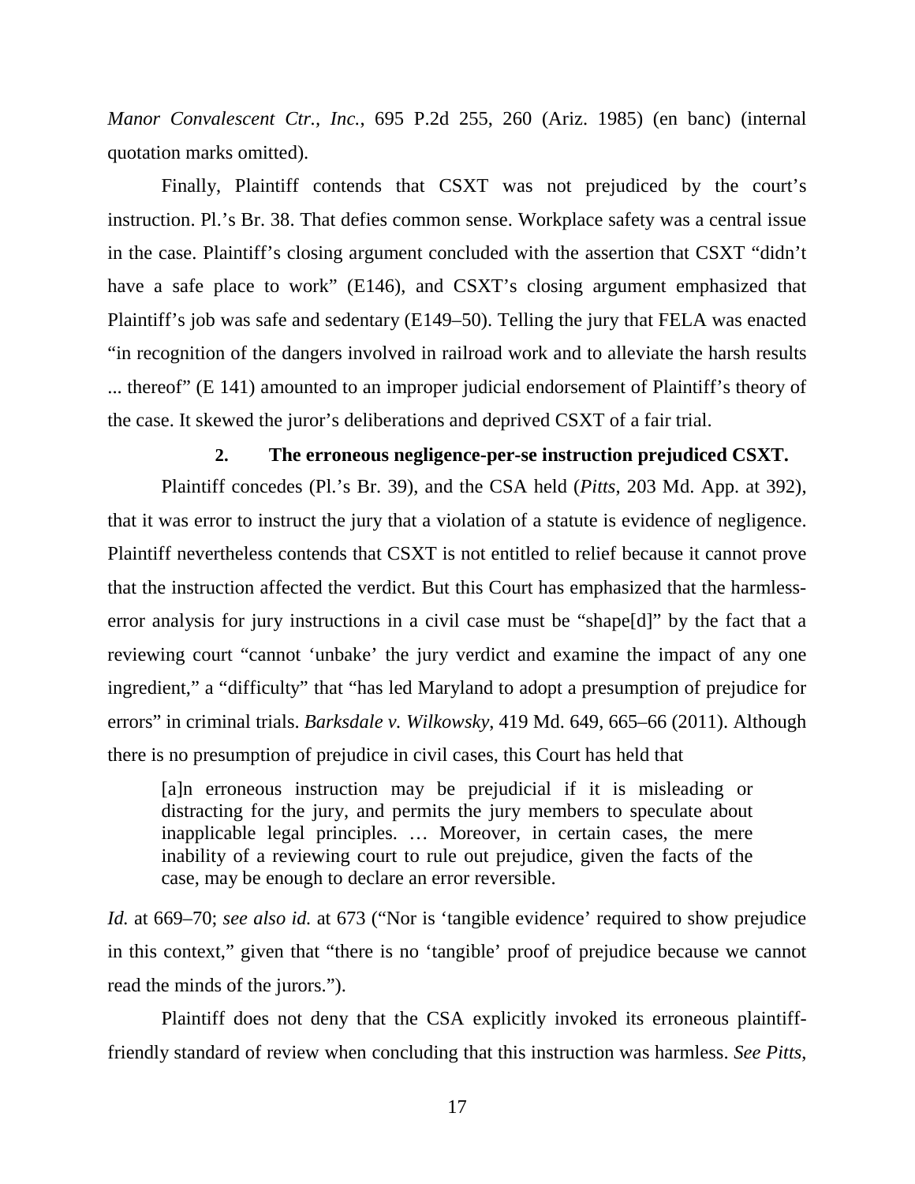*Manor Convalescent Ctr., Inc.*, 695 P.2d 255, 260 (Ariz. 1985) (en banc) (internal quotation marks omitted).

Finally, Plaintiff contends that CSXT was not prejudiced by the court's instruction. Pl.'s Br. 38. That defies common sense. Workplace safety was a central issue in the case. Plaintiff's closing argument concluded with the assertion that CSXT "didn't have a safe place to work" (E146), and CSXT's closing argument emphasized that Plaintiff's job was safe and sedentary (E149–50). Telling the jury that FELA was enacted "in recognition of the dangers involved in railroad work and to alleviate the harsh results ... thereof" (E 141) amounted to an improper judicial endorsement of Plaintiff's theory of the case. It skewed the juror's deliberations and deprived CSXT of a fair trial.

### 2. The erroneous negligence-per-se instruction prejudiced CSXT.

Plaintiff concedes (Pl.'s Br. 39), and the CSA held (*Pitts*, 203 Md. App. at 392), that it was error to instruct the jury that a violation of a statute is evidence of negligence. Plaintiff nevertheless contends that CSXT is not entitled to relief because it cannot prove that the instruction affected the verdict. But this Court has emphasized that the harmless-error analysis for jury instructions in a civil case must be "shape[d]" by the fact that a reviewing court "cannot 'unbake' the jury verdict and examine the impact of any one ingredient," a "difficulty" that "has led Maryland to adopt a presumption of prejudice for errors" in criminal trials. *Barksdale v. Wilkowsky*, 419 Md. 649, 665–66 (2011). Although there is no presumption of prejudice in civil cases, this Court has held that

> [a]n erroneous instruction may be prejudicial if it is misleading or distracting for the jury, and permits the jury members to speculate about inapplicable legal principles. … Moreover, in certain cases, the mere inability of a reviewing court to rule out prejudice, given the facts of the case, may be enough to declare an error reversible.

*Id.* at 669–70; *see also id.* at 673 ("Nor is 'tangible evidence' required to show prejudice in this context," given that "there is no 'tangible' proof of prejudice because we cannot read the minds of the jurors.").

Plaintiff does not deny that the CSA explicitly invoked its erroneous plaintiff-friendly standard of review when concluding that this instruction was harmless. *See Pitts*,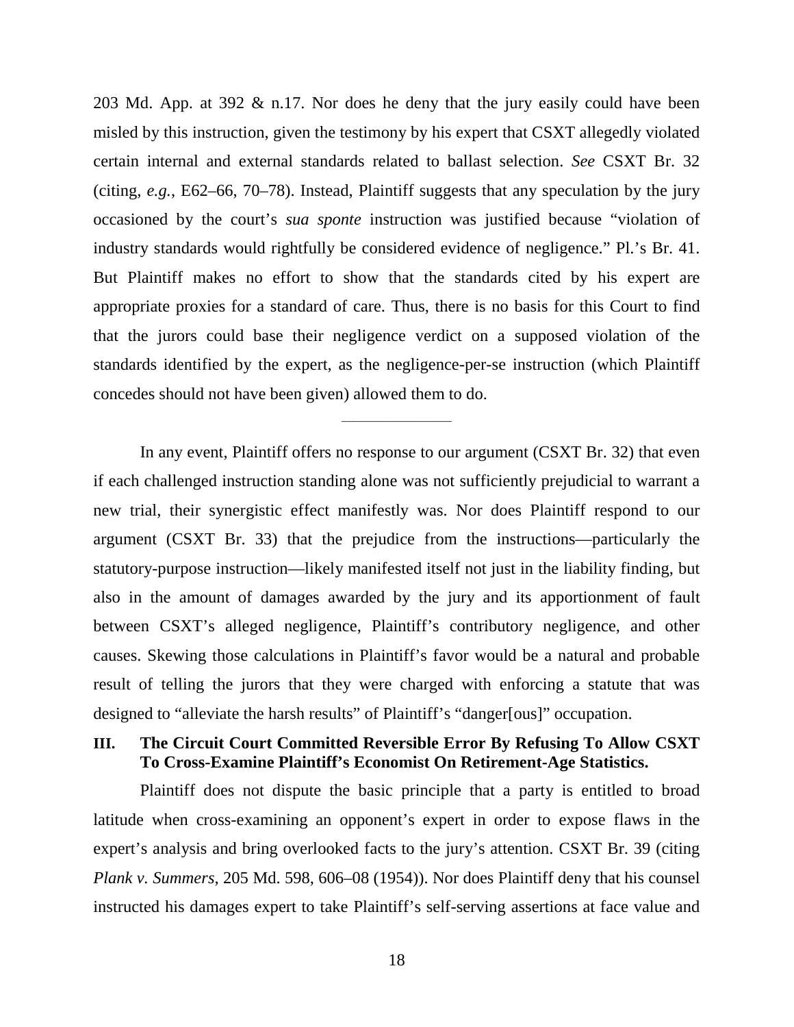203 Md. App. at 392 & n.17. Nor does he deny that the jury easily could have been misled by this instruction, given the testimony by his expert that CSXT allegedly violated certain internal and external standards related to ballast selection. *See* CSXT Br. 32 (citing, *e.g.*, E62–66, 70–78). Instead, Plaintiff suggests that any speculation by the jury occasioned by the court's *sua sponte* instruction was justified because "violation of industry standards would rightfully be considered evidence of negligence." Pl.'s Br. 41. But Plaintiff makes no effort to show that the standards cited by his expert are appropriate proxies for a standard of care. Thus, there is no basis for this Court to find that the jurors could base their negligence verdict on a supposed violation of the standards identified by the expert, as the negligence-per-se instruction (which Plaintiff concedes should not have been given) allowed them to do.

---

In any event, Plaintiff offers no response to our argument (CSXT Br. 32) that even if each challenged instruction standing alone was not sufficiently prejudicial to warrant a new trial, their synergistic effect manifestly was. Nor does Plaintiff respond to our argument (CSXT Br. 33) that the prejudice from the instructions—particularly the statutory-purpose instruction—likely manifested itself not just in the liability finding, but also in the amount of damages awarded by the jury and its apportionment of fault between CSXT's alleged negligence, Plaintiff's contributory negligence, and other causes. Skewing those calculations in Plaintiff's favor would be a natural and probable result of telling the jurors that they were charged with enforcing a statute that was designed to "alleviate the harsh results" of Plaintiff's "danger[ous]" occupation.

## III. The Circuit Court Committed Reversible Error By Refusing To Allow CSXT To Cross-Examine Plaintiff's Economist On Retirement-Age Statistics.

Plaintiff does not dispute the basic principle that a party is entitled to broad latitude when cross-examining an opponent's expert in order to expose flaws in the expert's analysis and bring overlooked facts to the jury's attention. CSXT Br. 39 (citing *Plank v. Summers*, 205 Md. 598, 606–08 (1954)). Nor does Plaintiff deny that his counsel instructed his damages expert to take Plaintiff's self-serving assertions at face value and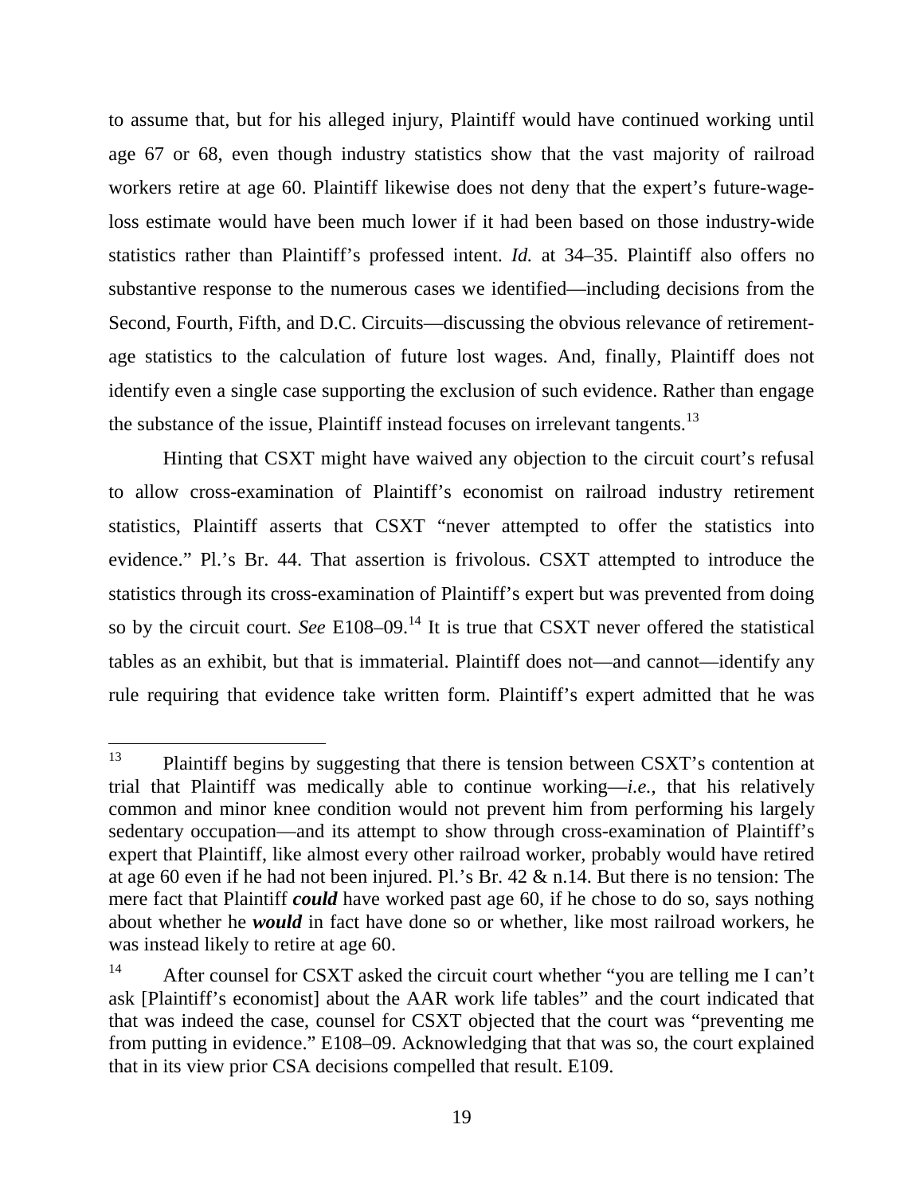to assume that, but for his alleged injury, Plaintiff would have continued working until age 67 or 68, even though industry statistics show that the vast majority of railroad workers retire at age 60. Plaintiff likewise does not deny that the expert's future-wage-loss estimate would have been much lower if it had been based on those industry-wide statistics rather than Plaintiff's professed intent. *Id.* at 34–35. Plaintiff also offers no substantive response to the numerous cases we identified—including decisions from the Second, Fourth, Fifth, and D.C. Circuits—discussing the obvious relevance of retirement-age statistics to the calculation of future lost wages. And, finally, Plaintiff does not identify even a single case supporting the exclusion of such evidence. Rather than engage the substance of the issue, Plaintiff instead focuses on irrelevant tangents.[13]

Hinting that CSXT might have waived any objection to the circuit court's refusal to allow cross-examination of Plaintiff's economist on railroad industry retirement statistics, Plaintiff asserts that CSXT "never attempted to offer the statistics into evidence." Pl.'s Br. 44. That assertion is frivolous. CSXT attempted to introduce the statistics through its cross-examination of Plaintiff's expert but was prevented from doing so by the circuit court. *See* E108–09.[14] It is true that CSXT never offered the statistical tables as an exhibit, but that is immaterial. Plaintiff does not—and cannot—identify any rule requiring that evidence take written form. Plaintiff's expert admitted that he was

---

[13] Plaintiff begins by suggesting that there is tension between CSXT's contention at trial that Plaintiff was medically able to continue working—*i.e.*, that his relatively common and minor knee condition would not prevent him from performing his largely sedentary occupation—and its attempt to show through cross-examination of Plaintiff's expert that Plaintiff, like almost every other railroad worker, probably would have retired at age 60 even if he had not been injured. Pl.'s Br. 42 & n.14. But there is no tension: The mere fact that Plaintiff ***could*** have worked past age 60, if he chose to do so, says nothing about whether he ***would*** in fact have done so or whether, like most railroad workers, he was instead likely to retire at age 60.

[14] After counsel for CSXT asked the circuit court whether "you are telling me I can't ask [Plaintiff's economist] about the AAR work life tables" and the court indicated that that was indeed the case, counsel for CSXT objected that the court was "preventing me from putting in evidence." E108–09. Acknowledging that that was so, the court explained that in its view prior CSA decisions compelled that result. E109.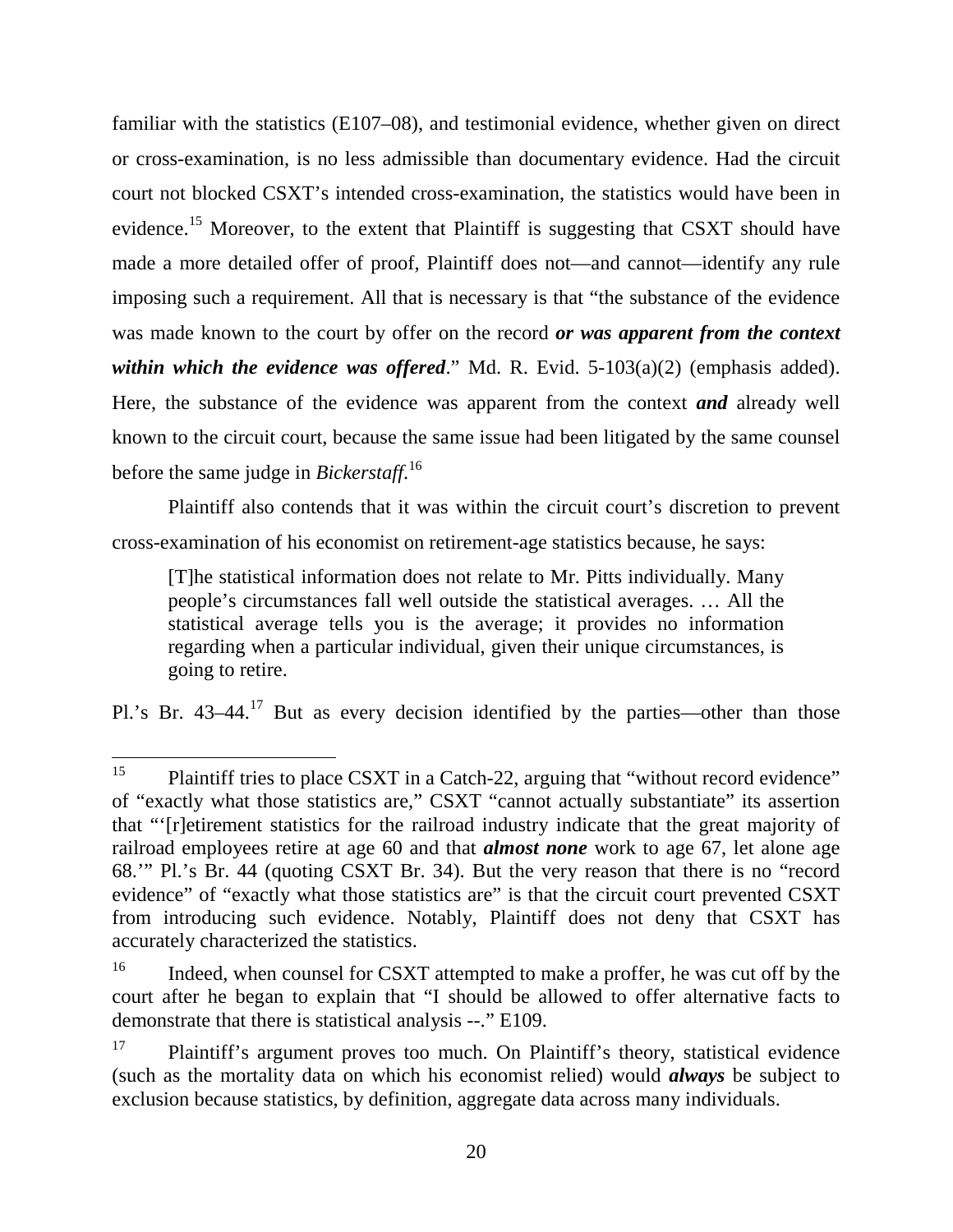familiar with the statistics (E107–08), and testimonial evidence, whether given on direct or cross-examination, is no less admissible than documentary evidence. Had the circuit court not blocked CSXT's intended cross-examination, the statistics would have been in evidence.[15] Moreover, to the extent that Plaintiff is suggesting that CSXT should have made a more detailed offer of proof, Plaintiff does not—and cannot—identify any rule imposing such a requirement. All that is necessary is that "the substance of the evidence was made known to the court by offer on the record ***or was apparent from the context within which the evidence was offered***." Md. R. Evid. 5-103(a)(2) (emphasis added). Here, the substance of the evidence was apparent from the context ***and*** already well known to the circuit court, because the same issue had been litigated by the same counsel before the same judge in *Bickerstaff*.[16]

Plaintiff also contends that it was within the circuit court's discretion to prevent cross-examination of his economist on retirement-age statistics because, he says:

> [T]he statistical information does not relate to Mr. Pitts individually. Many people's circumstances fall well outside the statistical averages. … All the statistical average tells you is the average; it provides no information regarding when a particular individual, given their unique circumstances, is going to retire.

Pl.'s Br. 43–44.[17] But as every decision identified by the parties—other than those

---

[15] Plaintiff tries to place CSXT in a Catch-22, arguing that "without record evidence" of "exactly what those statistics are," CSXT "cannot actually substantiate" its assertion that "'[r]etirement statistics for the railroad industry indicate that the great majority of railroad employees retire at age 60 and that ***almost none*** work to age 67, let alone age 68.'" Pl.'s Br. 44 (quoting CSXT Br. 34). But the very reason that there is no "record evidence" of "exactly what those statistics are" is that the circuit court prevented CSXT from introducing such evidence. Notably, Plaintiff does not deny that CSXT has accurately characterized the statistics.

[16] Indeed, when counsel for CSXT attempted to make a proffer, he was cut off by the court after he began to explain that "I should be allowed to offer alternative facts to demonstrate that there is statistical analysis --." E109.

[17] Plaintiff's argument proves too much. On Plaintiff's theory, statistical evidence (such as the mortality data on which his economist relied) would ***always*** be subject to exclusion because statistics, by definition, aggregate data across many individuals.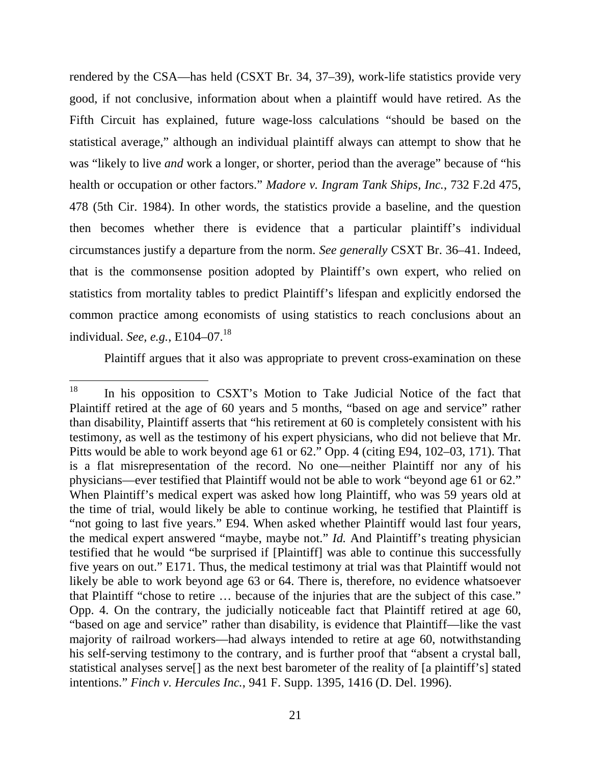rendered by the CSA—has held (CSXT Br. 34, 37–39), work-life statistics provide very good, if not conclusive, information about when a plaintiff would have retired. As the Fifth Circuit has explained, future wage-loss calculations "should be based on the statistical average," although an individual plaintiff always can attempt to show that he was "likely to live *and* work a longer, or shorter, period than the average" because of "his health or occupation or other factors." *Madore v. Ingram Tank Ships, Inc.*, 732 F.2d 475, 478 (5th Cir. 1984). In other words, the statistics provide a baseline, and the question then becomes whether there is evidence that a particular plaintiff's individual circumstances justify a departure from the norm. *See generally* CSXT Br. 36–41. Indeed, that is the commonsense position adopted by Plaintiff's own expert, who relied on statistics from mortality tables to predict Plaintiff's lifespan and explicitly endorsed the common practice among economists of using statistics to reach conclusions about an individual. *See, e.g.*, E104–07.[18]

Plaintiff argues that it also was appropriate to prevent cross-examination on these

---

[18] In his opposition to CSXT's Motion to Take Judicial Notice of the fact that Plaintiff retired at the age of 60 years and 5 months, "based on age and service" rather than disability, Plaintiff asserts that "his retirement at 60 is completely consistent with his testimony, as well as the testimony of his expert physicians, who did not believe that Mr. Pitts would be able to work beyond age 61 or 62." Opp. 4 (citing E94, 102–03, 171). That is a flat misrepresentation of the record. No one—neither Plaintiff nor any of his physicians—ever testified that Plaintiff would not be able to work "beyond age 61 or 62." When Plaintiff's medical expert was asked how long Plaintiff, who was 59 years old at the time of trial, would likely be able to continue working, he testified that Plaintiff is "not going to last five years." E94. When asked whether Plaintiff would last four years, the medical expert answered "maybe, maybe not." *Id.* And Plaintiff's treating physician testified that he would "be surprised if [Plaintiff] was able to continue this successfully five years on out." E171. Thus, the medical testimony at trial was that Plaintiff would not likely be able to work beyond age 63 or 64. There is, therefore, no evidence whatsoever that Plaintiff "chose to retire … because of the injuries that are the subject of this case." Opp. 4. On the contrary, the judicially noticeable fact that Plaintiff retired at age 60, "based on age and service" rather than disability, is evidence that Plaintiff—like the vast majority of railroad workers—had always intended to retire at age 60, notwithstanding his self-serving testimony to the contrary, and is further proof that "absent a crystal ball, statistical analyses serve[] as the next best barometer of the reality of [a plaintiff's] stated intentions." *Finch v. Hercules Inc.*, 941 F. Supp. 1395, 1416 (D. Del. 1996).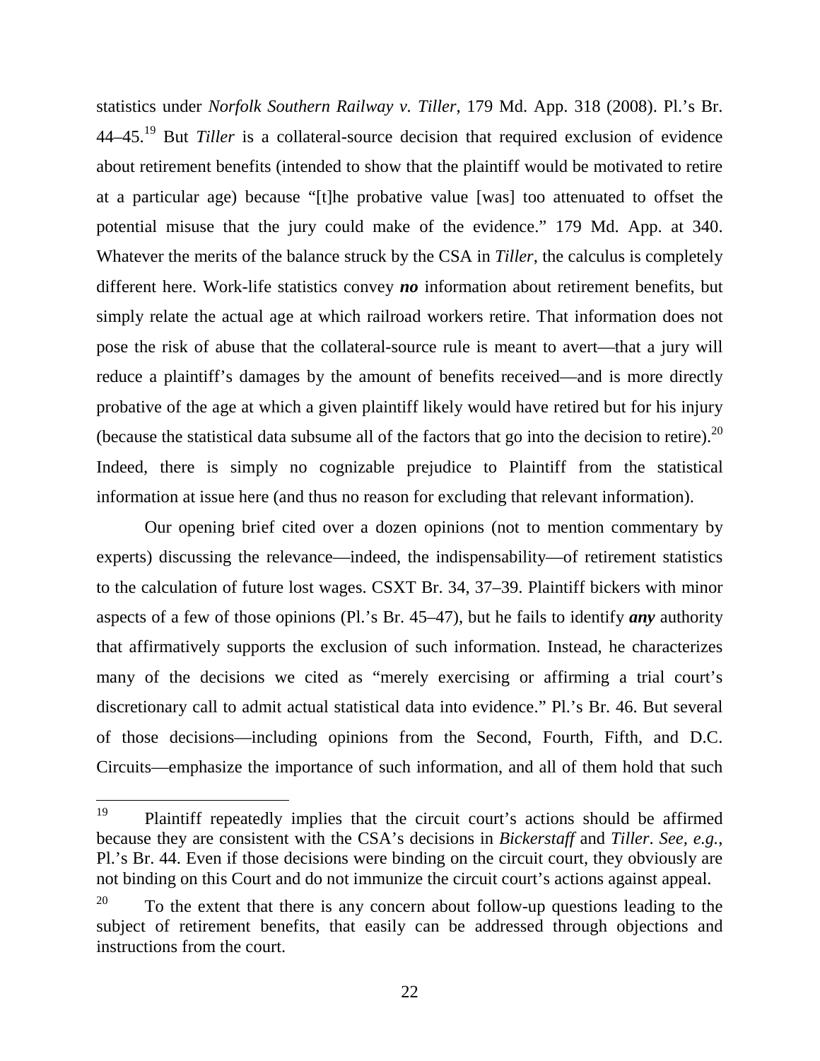statistics under *Norfolk Southern Railway v. Tiller*, 179 Md. App. 318 (2008). Pl.'s Br. 44–45.[19] But *Tiller* is a collateral-source decision that required exclusion of evidence about retirement benefits (intended to show that the plaintiff would be motivated to retire at a particular age) because "[t]he probative value [was] too attenuated to offset the potential misuse that the jury could make of the evidence." 179 Md. App. at 340. Whatever the merits of the balance struck by the CSA in *Tiller*, the calculus is completely different here. Work-life statistics convey ***no*** information about retirement benefits, but simply relate the actual age at which railroad workers retire. That information does not pose the risk of abuse that the collateral-source rule is meant to avert—that a jury will reduce a plaintiff's damages by the amount of benefits received—and is more directly probative of the age at which a given plaintiff likely would have retired but for his injury (because the statistical data subsume all of the factors that go into the decision to retire).[20] Indeed, there is simply no cognizable prejudice to Plaintiff from the statistical information at issue here (and thus no reason for excluding that relevant information).

Our opening brief cited over a dozen opinions (not to mention commentary by experts) discussing the relevance—indeed, the indispensability—of retirement statistics to the calculation of future lost wages. CSXT Br. 34, 37–39. Plaintiff bickers with minor aspects of a few of those opinions (Pl.'s Br. 45–47), but he fails to identify ***any*** authority that affirmatively supports the exclusion of such information. Instead, he characterizes many of the decisions we cited as "merely exercising or affirming a trial court's discretionary call to admit actual statistical data into evidence." Pl.'s Br. 46. But several of those decisions—including opinions from the Second, Fourth, Fifth, and D.C. Circuits—emphasize the importance of such information, and all of them hold that such

---

[19] Plaintiff repeatedly implies that the circuit court's actions should be affirmed because they are consistent with the CSA's decisions in *Bickerstaff* and *Tiller*. *See, e.g.*, Pl.'s Br. 44. Even if those decisions were binding on the circuit court, they obviously are not binding on this Court and do not immunize the circuit court's actions against appeal.

[20] To the extent that there is any concern about follow-up questions leading to the subject of retirement benefits, that easily can be addressed through objections and instructions from the court.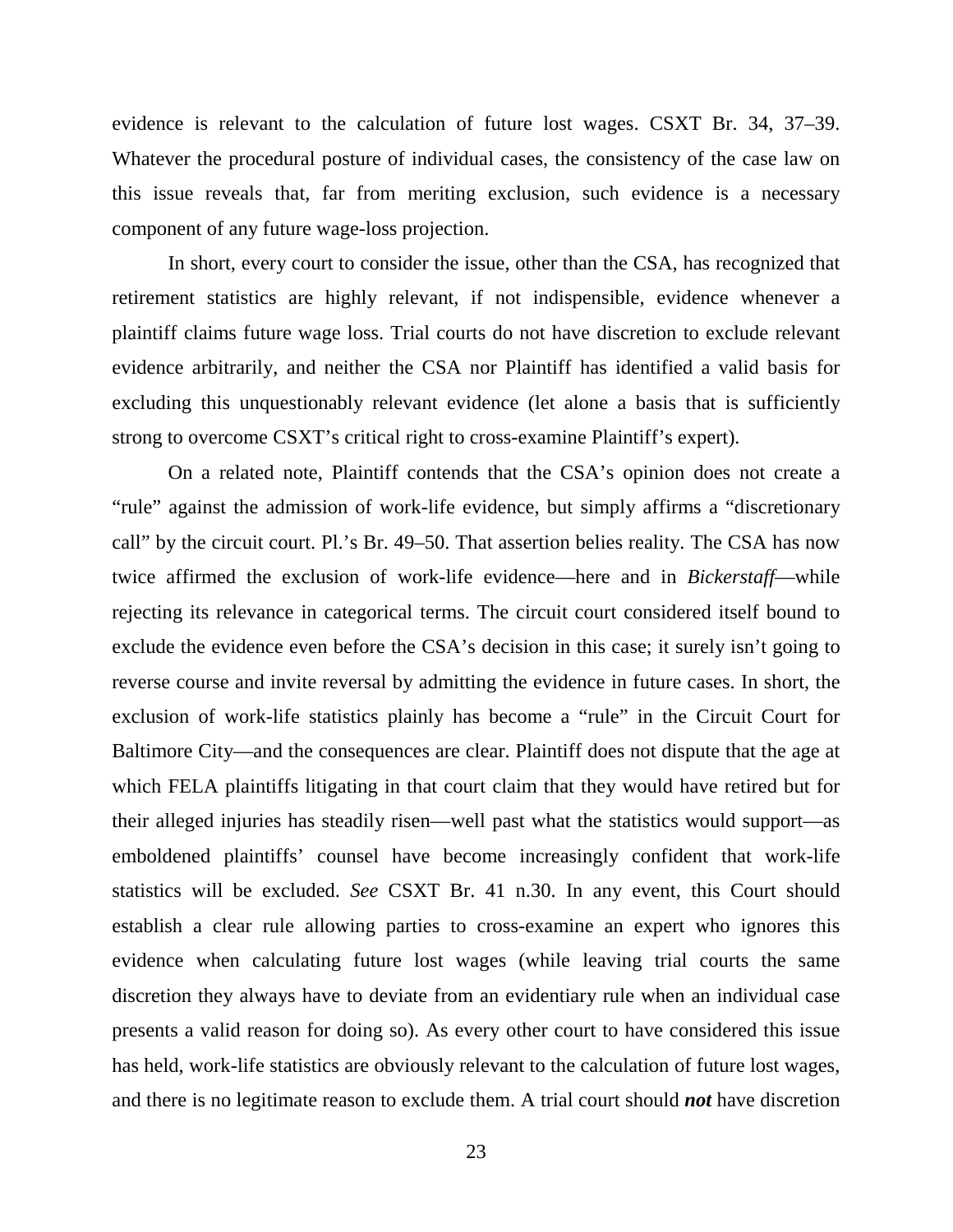evidence is relevant to the calculation of future lost wages. CSXT Br. 34, 37–39. Whatever the procedural posture of individual cases, the consistency of the case law on this issue reveals that, far from meriting exclusion, such evidence is a necessary component of any future wage-loss projection.

In short, every court to consider the issue, other than the CSA, has recognized that retirement statistics are highly relevant, if not indispensible, evidence whenever a plaintiff claims future wage loss. Trial courts do not have discretion to exclude relevant evidence arbitrarily, and neither the CSA nor Plaintiff has identified a valid basis for excluding this unquestionably relevant evidence (let alone a basis that is sufficiently strong to overcome CSXT's critical right to cross-examine Plaintiff's expert).

On a related note, Plaintiff contends that the CSA's opinion does not create a "rule" against the admission of work-life evidence, but simply affirms a "discretionary call" by the circuit court. Pl.'s Br. 49–50. That assertion belies reality. The CSA has now twice affirmed the exclusion of work-life evidence—here and in *Bickerstaff*—while rejecting its relevance in categorical terms. The circuit court considered itself bound to exclude the evidence even before the CSA's decision in this case; it surely isn't going to reverse course and invite reversal by admitting the evidence in future cases. In short, the exclusion of work-life statistics plainly has become a "rule" in the Circuit Court for Baltimore City—and the consequences are clear. Plaintiff does not dispute that the age at which FELA plaintiffs litigating in that court claim that they would have retired but for their alleged injuries has steadily risen—well past what the statistics would support—as emboldened plaintiffs' counsel have become increasingly confident that work-life statistics will be excluded. *See* CSXT Br. 41 n.30. In any event, this Court should establish a clear rule allowing parties to cross-examine an expert who ignores this evidence when calculating future lost wages (while leaving trial courts the same discretion they always have to deviate from an evidentiary rule when an individual case presents a valid reason for doing so). As every other court to have considered this issue has held, work-life statistics are obviously relevant to the calculation of future lost wages, and there is no legitimate reason to exclude them. A trial court should ***not*** have discretion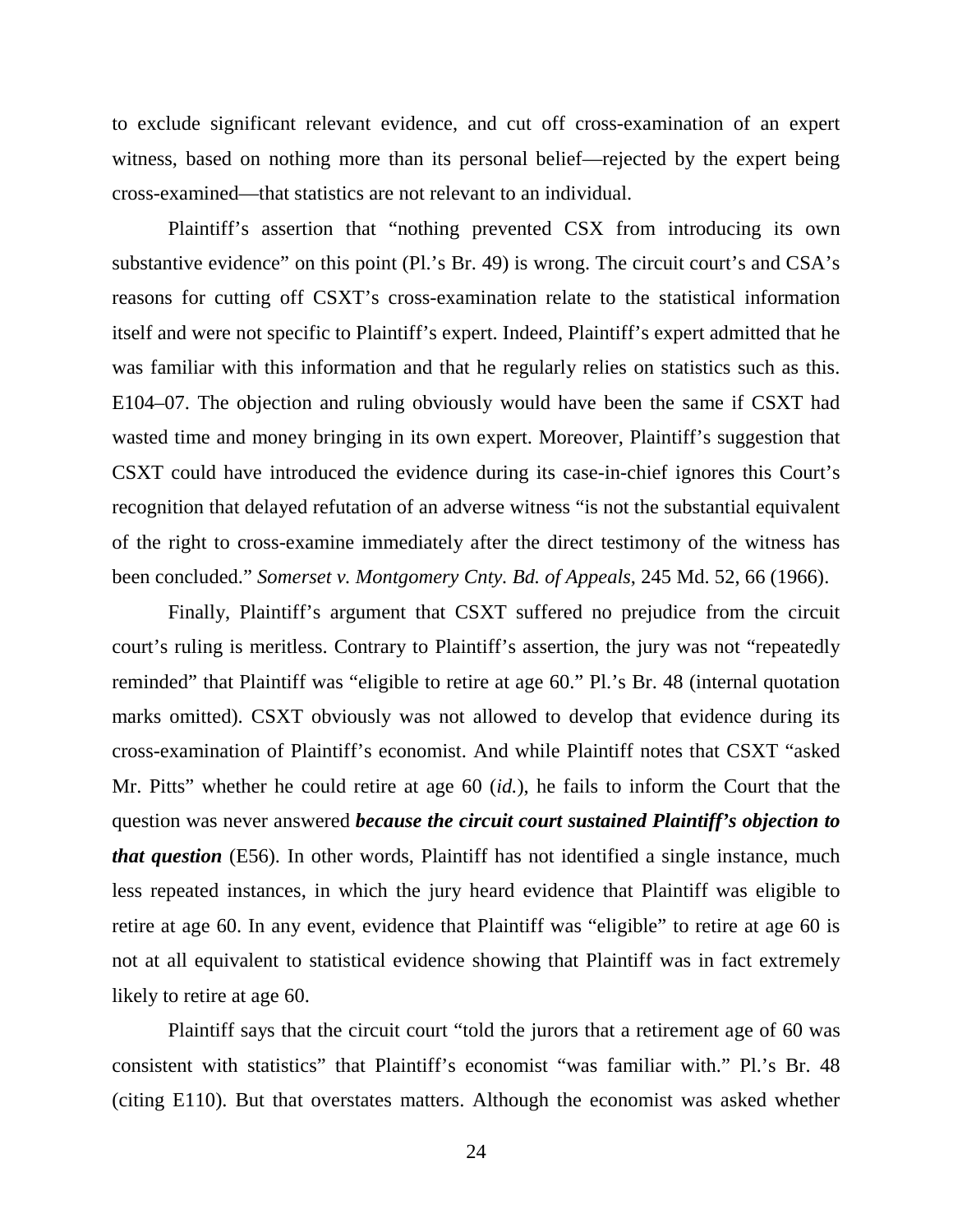to exclude significant relevant evidence, and cut off cross-examination of an expert witness, based on nothing more than its personal belief—rejected by the expert being cross-examined—that statistics are not relevant to an individual.

Plaintiff's assertion that "nothing prevented CSX from introducing its own substantive evidence" on this point (Pl.'s Br. 49) is wrong. The circuit court's and CSA's reasons for cutting off CSXT's cross-examination relate to the statistical information itself and were not specific to Plaintiff's expert. Indeed, Plaintiff's expert admitted that he was familiar with this information and that he regularly relies on statistics such as this. E104–07. The objection and ruling obviously would have been the same if CSXT had wasted time and money bringing in its own expert. Moreover, Plaintiff's suggestion that CSXT could have introduced the evidence during its case-in-chief ignores this Court's recognition that delayed refutation of an adverse witness "is not the substantial equivalent of the right to cross-examine immediately after the direct testimony of the witness has been concluded." *Somerset v. Montgomery Cnty. Bd. of Appeals*, 245 Md. 52, 66 (1966).

Finally, Plaintiff's argument that CSXT suffered no prejudice from the circuit court's ruling is meritless. Contrary to Plaintiff's assertion, the jury was not "repeatedly reminded" that Plaintiff was "eligible to retire at age 60." Pl.'s Br. 48 (internal quotation marks omitted). CSXT obviously was not allowed to develop that evidence during its cross-examination of Plaintiff's economist. And while Plaintiff notes that CSXT "asked Mr. Pitts" whether he could retire at age 60 (*id.*), he fails to inform the Court that the question was never answered ***because the circuit court sustained Plaintiff's objection to that question*** (E56). In other words, Plaintiff has not identified a single instance, much less repeated instances, in which the jury heard evidence that Plaintiff was eligible to retire at age 60. In any event, evidence that Plaintiff was "eligible" to retire at age 60 is not at all equivalent to statistical evidence showing that Plaintiff was in fact extremely likely to retire at age 60.

Plaintiff says that the circuit court "told the jurors that a retirement age of 60 was consistent with statistics" that Plaintiff's economist "was familiar with." Pl.'s Br. 48 (citing E110). But that overstates matters. Although the economist was asked whether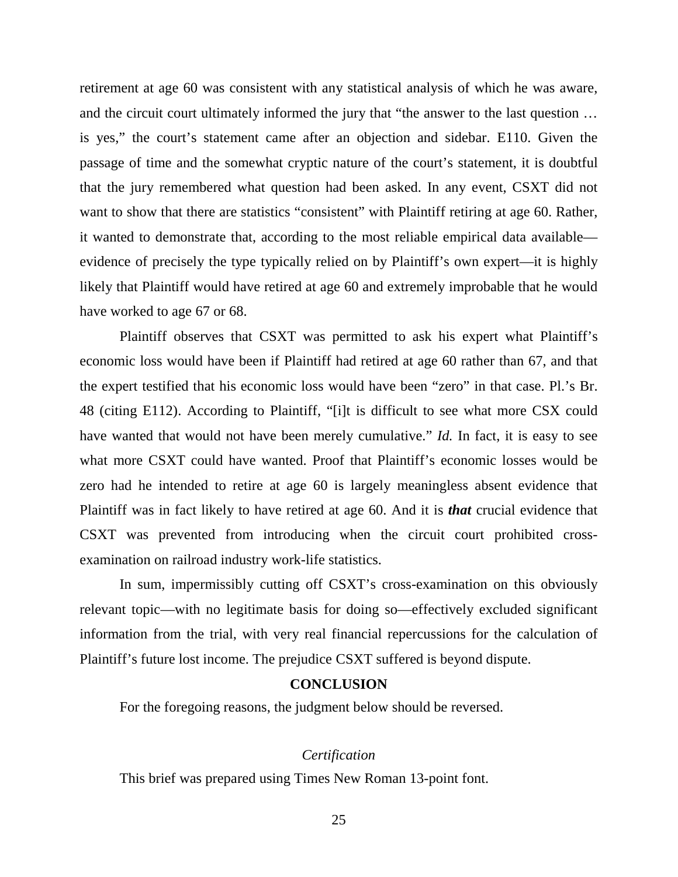retirement at age 60 was consistent with any statistical analysis of which he was aware, and the circuit court ultimately informed the jury that "the answer to the last question … is yes," the court's statement came after an objection and sidebar. E110. Given the passage of time and the somewhat cryptic nature of the court's statement, it is doubtful that the jury remembered what question had been asked. In any event, CSXT did not want to show that there are statistics "consistent" with Plaintiff retiring at age 60. Rather, it wanted to demonstrate that, according to the most reliable empirical data available—evidence of precisely the type typically relied on by Plaintiff's own expert—it is highly likely that Plaintiff would have retired at age 60 and extremely improbable that he would have worked to age 67 or 68.

Plaintiff observes that CSXT was permitted to ask his expert what Plaintiff's economic loss would have been if Plaintiff had retired at age 60 rather than 67, and that the expert testified that his economic loss would have been "zero" in that case. Pl.'s Br. 48 (citing E112). According to Plaintiff, "[i]t is difficult to see what more CSX could have wanted that would not have been merely cumulative." *Id.* In fact, it is easy to see what more CSXT could have wanted. Proof that Plaintiff's economic losses would be zero had he intended to retire at age 60 is largely meaningless absent evidence that Plaintiff was in fact likely to have retired at age 60. And it is ***that*** crucial evidence that CSXT was prevented from introducing when the circuit court prohibited cross-examination on railroad industry work-life statistics.

In sum, impermissibly cutting off CSXT's cross-examination on this obviously relevant topic—with no legitimate basis for doing so—effectively excluded significant information from the trial, with very real financial repercussions for the calculation of Plaintiff's future lost income. The prejudice CSXT suffered is beyond dispute.

## CONCLUSION

For the foregoing reasons, the judgment below should be reversed.

*Certification*

This brief was prepared using Times New Roman 13-point font.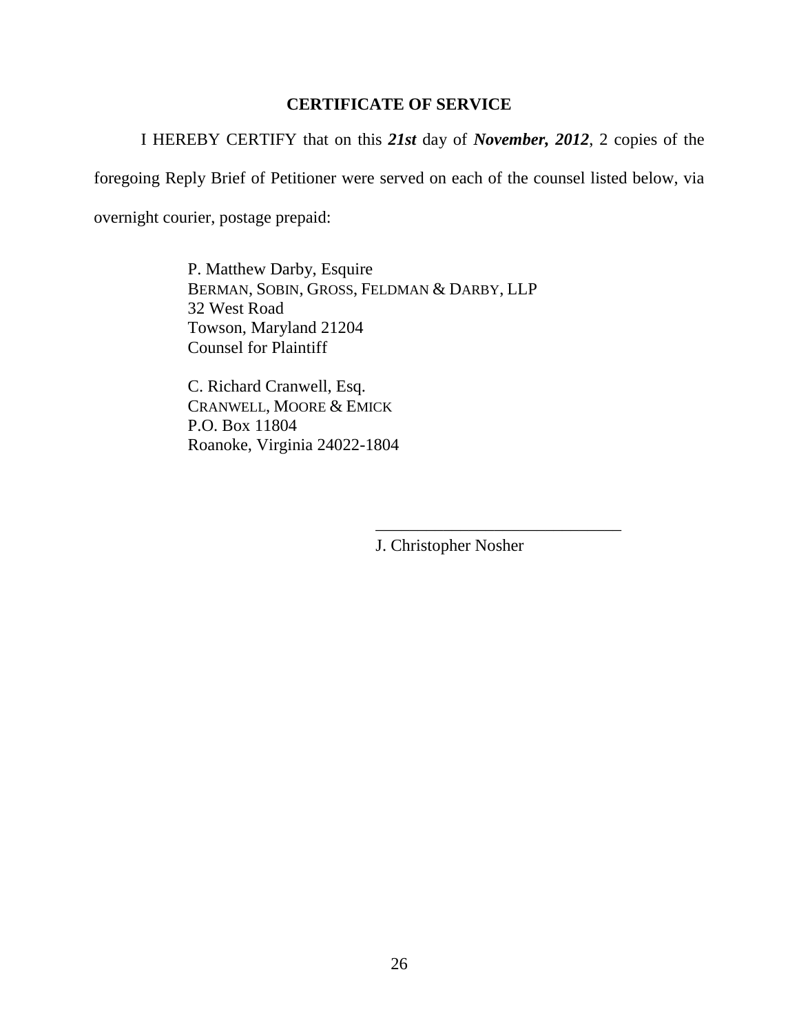## CERTIFICATE OF SERVICE

I HEREBY CERTIFY that on this ***21st*** day of ***November, 2012***, 2 copies of the foregoing Reply Brief of Petitioner were served on each of the counsel listed below, via overnight courier, postage prepaid:

P. Matthew Darby, Esquire
BERMAN, SOBIN, GROSS, FELDMAN & DARBY, LLP
32 West Road
Towson, Maryland 21204
Counsel for Plaintiff

C. Richard Cranwell, Esq.
CRANWELL, MOORE & EMICK
P.O. Box 11804
Roanoke, Virginia 24022-1804

______________________________
J. Christopher Nosher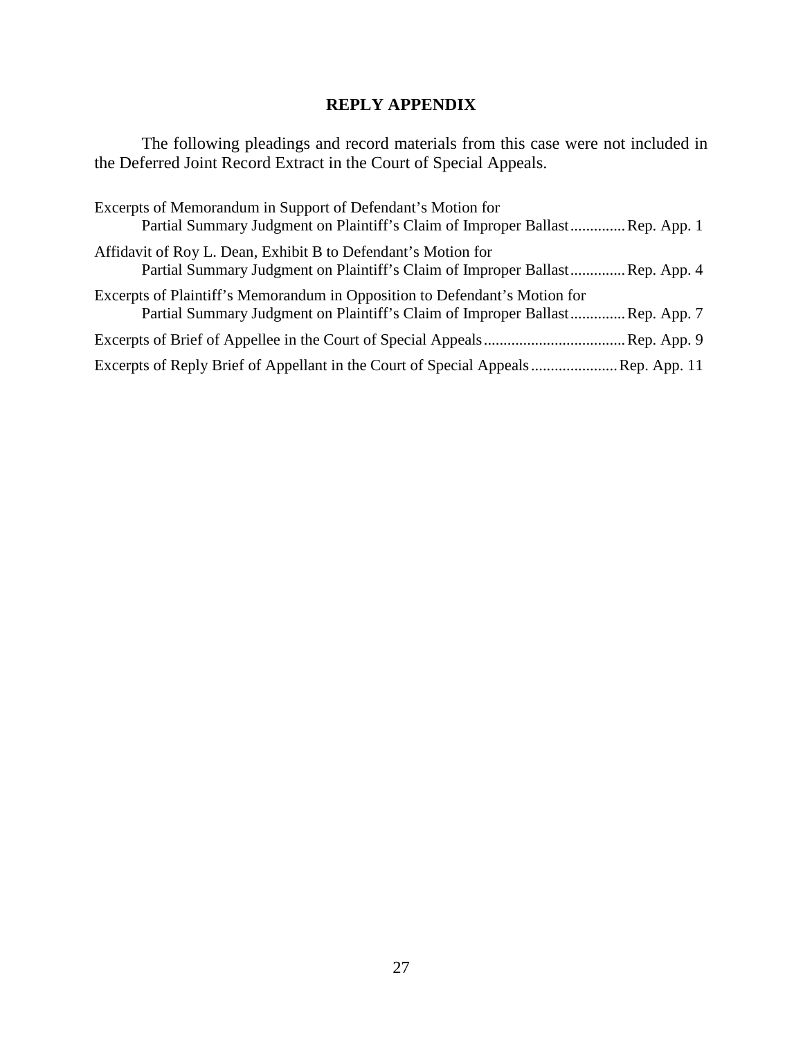## REPLY APPENDIX

The following pleadings and record materials from this case were not included in the Deferred Joint Record Extract in the Court of Special Appeals.

Excerpts of Memorandum in Support of Defendant's Motion for Partial Summary Judgment on Plaintiff's Claim of Improper Ballast .............. Rep. App. 1

Affidavit of Roy L. Dean, Exhibit B to Defendant's Motion for Partial Summary Judgment on Plaintiff's Claim of Improper Ballast .............. Rep. App. 4

Excerpts of Plaintiff's Memorandum in Opposition to Defendant's Motion for Partial Summary Judgment on Plaintiff's Claim of Improper Ballast .............. Rep. App. 7

Excerpts of Brief of Appellee in the Court of Special Appeals .................................... Rep. App. 9

Excerpts of Reply Brief of Appellant in the Court of Special Appeals ...................... Rep. App. 11